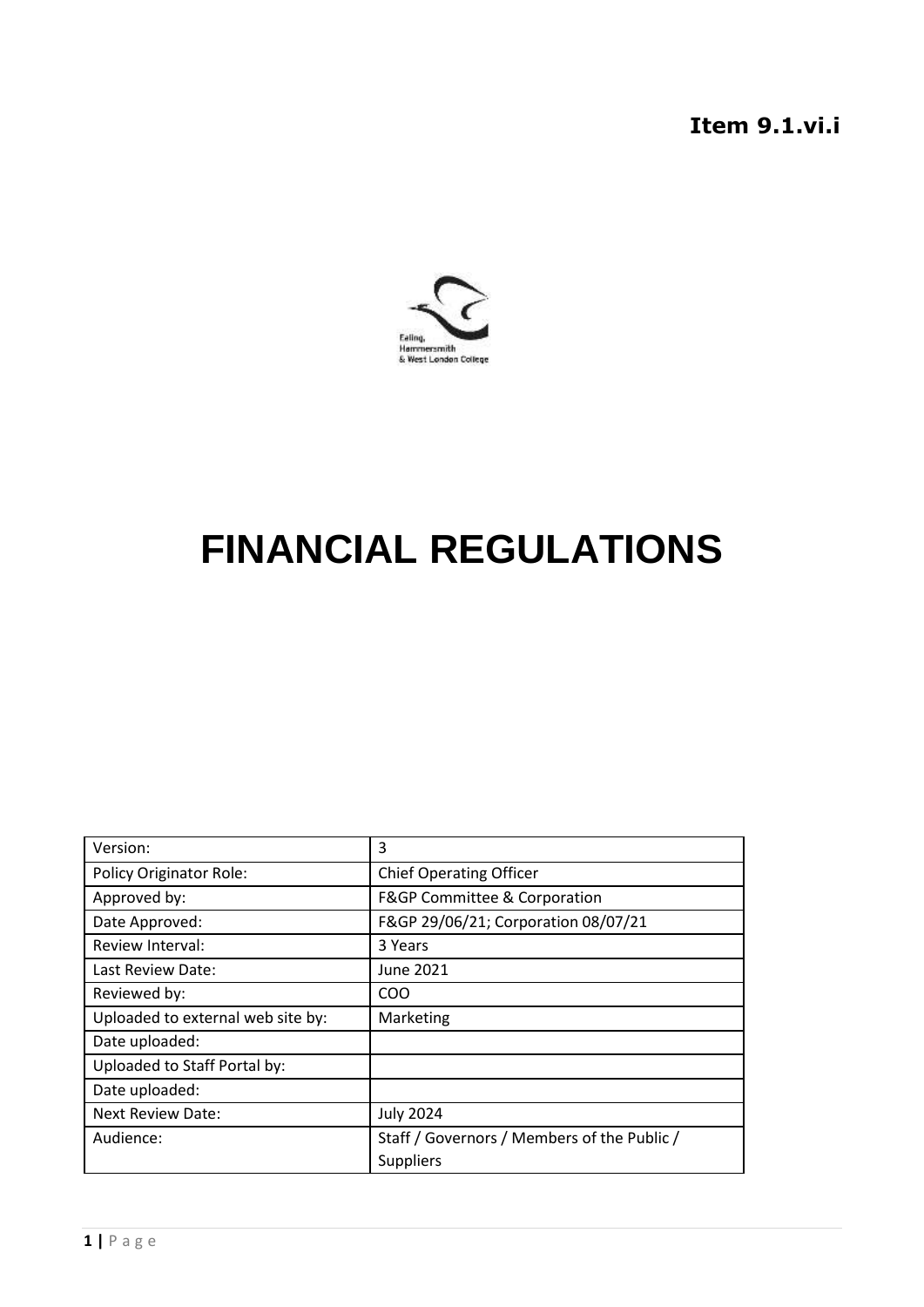**Item 9.1.vi.i**

Ealing, Hammersmith & West London College

# FINANCIAL REGULATIONS

| Version: | 3 |
|---|---|
| Policy Originator Role: | Chief Operating Officer |
| Approved by: | F&GP Committee & Corporation |
| Date Approved: | F&GP 29/06/21; Corporation 08/07/21 |
| Review Interval: | 3 Years |
| Last Review Date: | June 2021 |
| Reviewed by: | COO |
| Uploaded to external web site by: | Marketing |
| Date uploaded: | |
| Uploaded to Staff Portal by: | |
| Date uploaded: | |
| Next Review Date: | July 2024 |
| Audience: | Staff / Governors / Members of the Public / Suppliers |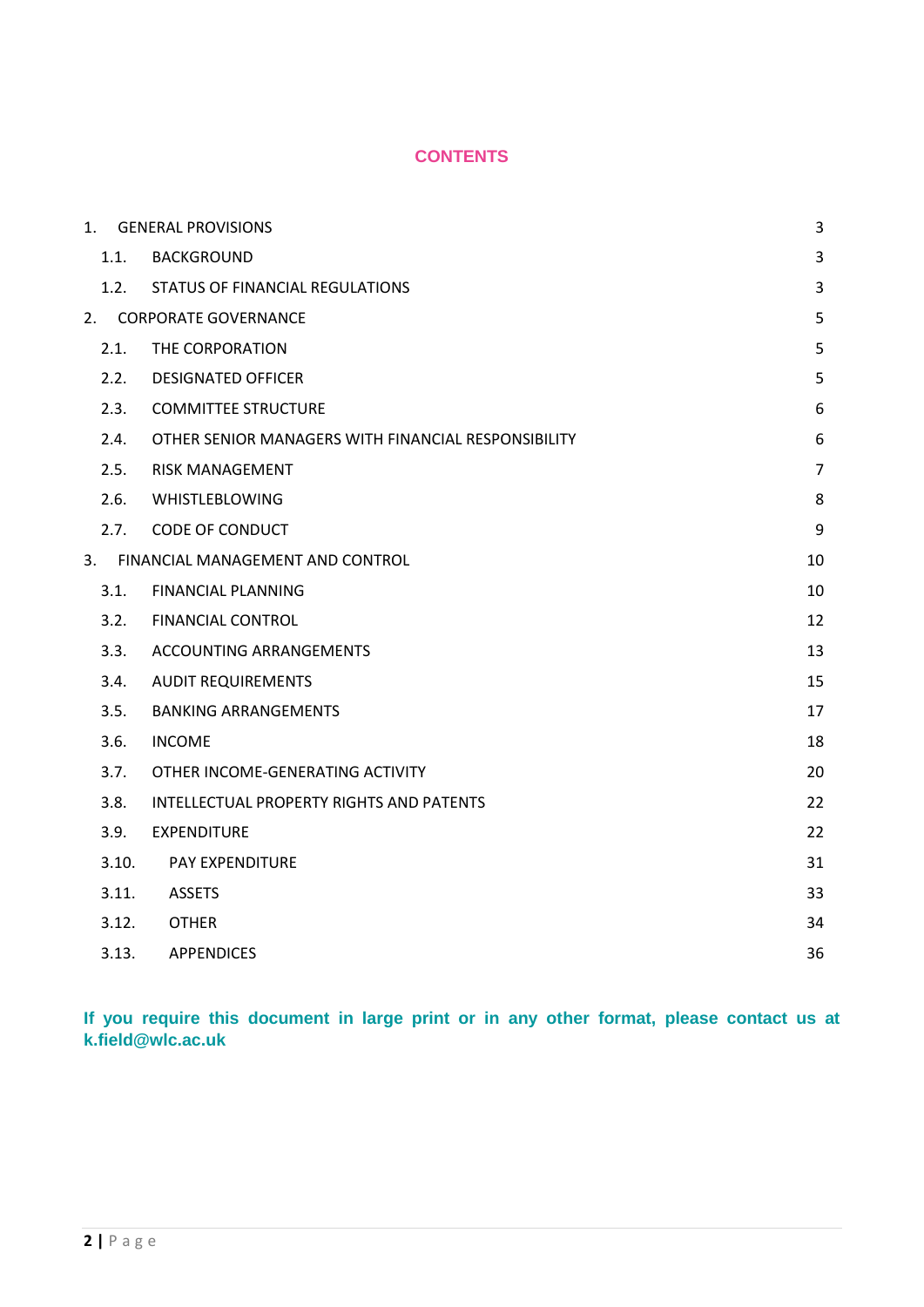## CONTENTS

| | | |
|---|---|---|
| 1. | GENERAL PROVISIONS | 3 |
| 1.1. | BACKGROUND | 3 |
| 1.2. | STATUS OF FINANCIAL REGULATIONS | 3 |
| 2. | CORPORATE GOVERNANCE | 5 |
| 2.1. | THE CORPORATION | 5 |
| 2.2. | DESIGNATED OFFICER | 5 |
| 2.3. | COMMITTEE STRUCTURE | 6 |
| 2.4. | OTHER SENIOR MANAGERS WITH FINANCIAL RESPONSIBILITY | 6 |
| 2.5. | RISK MANAGEMENT | 7 |
| 2.6. | WHISTLEBLOWING | 8 |
| 2.7. | CODE OF CONDUCT | 9 |
| 3. | FINANCIAL MANAGEMENT AND CONTROL | 10 |
| 3.1. | FINANCIAL PLANNING | 10 |
| 3.2. | FINANCIAL CONTROL | 12 |
| 3.3. | ACCOUNTING ARRANGEMENTS | 13 |
| 3.4. | AUDIT REQUIREMENTS | 15 |
| 3.5. | BANKING ARRANGEMENTS | 17 |
| 3.6. | INCOME | 18 |
| 3.7. | OTHER INCOME-GENERATING ACTIVITY | 20 |
| 3.8. | INTELLECTUAL PROPERTY RIGHTS AND PATENTS | 22 |
| 3.9. | EXPENDITURE | 22 |
| 3.10. | PAY EXPENDITURE | 31 |
| 3.11. | ASSETS | 33 |
| 3.12. | OTHER | 34 |
| 3.13. | APPENDICES | 36 |

**If you require this document in large print or in any other format, please contact us at k.field@wlc.ac.uk**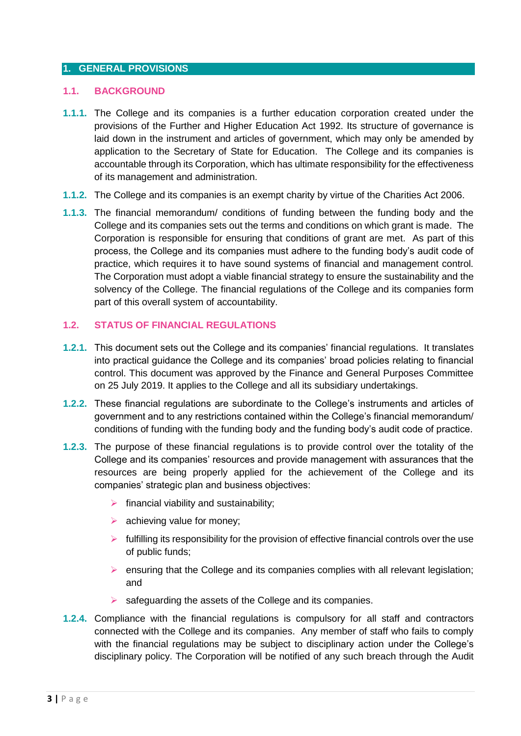## 1. GENERAL PROVISIONS

### 1.1. BACKGROUND

**1.1.1.** The College and its companies is a further education corporation created under the provisions of the Further and Higher Education Act 1992. Its structure of governance is laid down in the instrument and articles of government, which may only be amended by application to the Secretary of State for Education. The College and its companies is accountable through its Corporation, which has ultimate responsibility for the effectiveness of its management and administration.

**1.1.2.** The College and its companies is an exempt charity by virtue of the Charities Act 2006.

**1.1.3.** The financial memorandum/ conditions of funding between the funding body and the College and its companies sets out the terms and conditions on which grant is made. The Corporation is responsible for ensuring that conditions of grant are met. As part of this process, the College and its companies must adhere to the funding body's audit code of practice, which requires it to have sound systems of financial and management control. The Corporation must adopt a viable financial strategy to ensure the sustainability and the solvency of the College. The financial regulations of the College and its companies form part of this overall system of accountability.

### 1.2. STATUS OF FINANCIAL REGULATIONS

**1.2.1.** This document sets out the College and its companies' financial regulations. It translates into practical guidance the College and its companies' broad policies relating to financial control. This document was approved by the Finance and General Purposes Committee on 25 July 2019. It applies to the College and all its subsidiary undertakings.

**1.2.2.** These financial regulations are subordinate to the College's instruments and articles of government and to any restrictions contained within the College's financial memorandum/ conditions of funding with the funding body and the funding body's audit code of practice.

**1.2.3.** The purpose of these financial regulations is to provide control over the totality of the College and its companies' resources and provide management with assurances that the resources are being properly applied for the achievement of the College and its companies' strategic plan and business objectives:

- financial viability and sustainability;
- achieving value for money;
- fulfilling its responsibility for the provision of effective financial controls over the use of public funds;
- ensuring that the College and its companies complies with all relevant legislation; and
- safeguarding the assets of the College and its companies.

**1.2.4.** Compliance with the financial regulations is compulsory for all staff and contractors connected with the College and its companies. Any member of staff who fails to comply with the financial regulations may be subject to disciplinary action under the College's disciplinary policy. The Corporation will be notified of any such breach through the Audit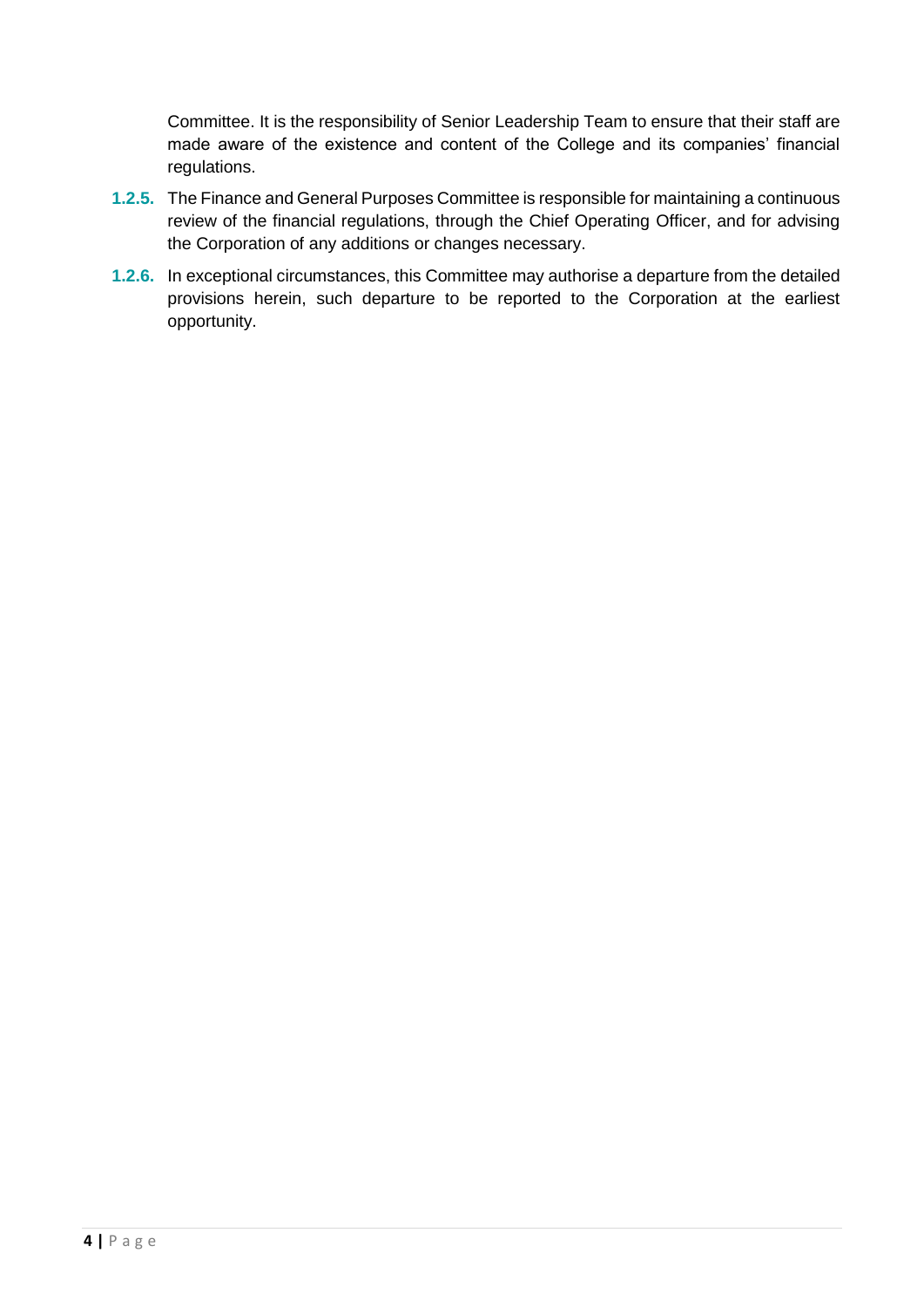Committee. It is the responsibility of Senior Leadership Team to ensure that their staff are made aware of the existence and content of the College and its companies' financial regulations.

**1.2.5.** The Finance and General Purposes Committee is responsible for maintaining a continuous review of the financial regulations, through the Chief Operating Officer, and for advising the Corporation of any additions or changes necessary.

**1.2.6.** In exceptional circumstances, this Committee may authorise a departure from the detailed provisions herein, such departure to be reported to the Corporation at the earliest opportunity.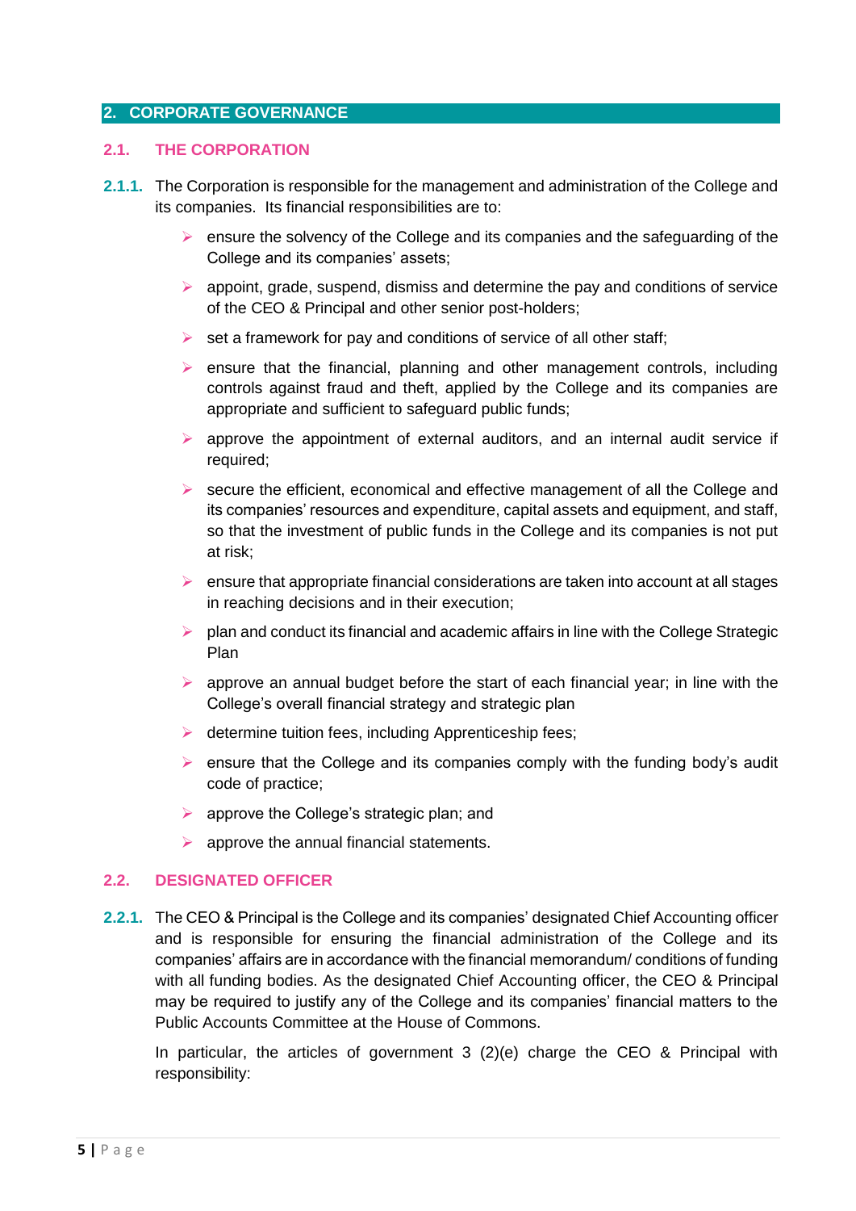## 2. CORPORATE GOVERNANCE

### 2.1. THE CORPORATION

**2.1.1.** The Corporation is responsible for the management and administration of the College and its companies. Its financial responsibilities are to:

- ensure the solvency of the College and its companies and the safeguarding of the College and its companies' assets;
- appoint, grade, suspend, dismiss and determine the pay and conditions of service of the CEO & Principal and other senior post-holders;
- set a framework for pay and conditions of service of all other staff;
- ensure that the financial, planning and other management controls, including controls against fraud and theft, applied by the College and its companies are appropriate and sufficient to safeguard public funds;
- approve the appointment of external auditors, and an internal audit service if required;
- secure the efficient, economical and effective management of all the College and its companies' resources and expenditure, capital assets and equipment, and staff, so that the investment of public funds in the College and its companies is not put at risk;
- ensure that appropriate financial considerations are taken into account at all stages in reaching decisions and in their execution;
- plan and conduct its financial and academic affairs in line with the College Strategic Plan
- approve an annual budget before the start of each financial year; in line with the College's overall financial strategy and strategic plan
- determine tuition fees, including Apprenticeship fees;
- ensure that the College and its companies comply with the funding body's audit code of practice;
- approve the College's strategic plan; and
- approve the annual financial statements.

### 2.2. DESIGNATED OFFICER

**2.2.1.** The CEO & Principal is the College and its companies' designated Chief Accounting officer and is responsible for ensuring the financial administration of the College and its companies' affairs are in accordance with the financial memorandum/ conditions of funding with all funding bodies. As the designated Chief Accounting officer, the CEO & Principal may be required to justify any of the College and its companies' financial matters to the Public Accounts Committee at the House of Commons.

In particular, the articles of government 3 (2)(e) charge the CEO & Principal with responsibility: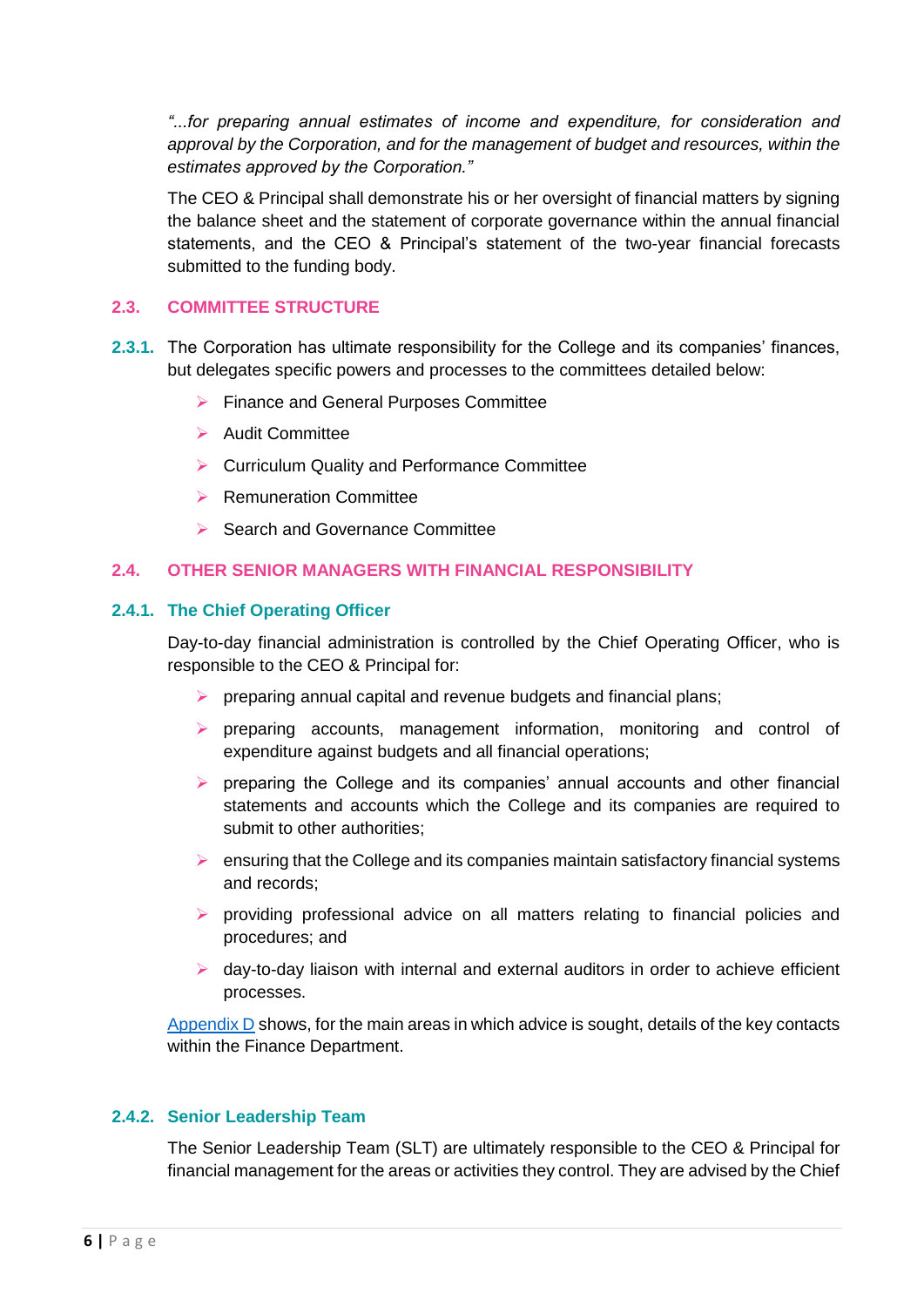*"...for preparing annual estimates of income and expenditure, for consideration and approval by the Corporation, and for the management of budget and resources, within the estimates approved by the Corporation."*

The CEO & Principal shall demonstrate his or her oversight of financial matters by signing the balance sheet and the statement of corporate governance within the annual financial statements, and the CEO & Principal's statement of the two-year financial forecasts submitted to the funding body.

## 2.3. COMMITTEE STRUCTURE

**2.3.1.** The Corporation has ultimate responsibility for the College and its companies' finances, but delegates specific powers and processes to the committees detailed below:

- Finance and General Purposes Committee
- Audit Committee
- Curriculum Quality and Performance Committee
- Remuneration Committee
- Search and Governance Committee

## 2.4. OTHER SENIOR MANAGERS WITH FINANCIAL RESPONSIBILITY

### 2.4.1. The Chief Operating Officer

Day-to-day financial administration is controlled by the Chief Operating Officer, who is responsible to the CEO & Principal for:

- preparing annual capital and revenue budgets and financial plans;
- preparing accounts, management information, monitoring and control of expenditure against budgets and all financial operations;
- preparing the College and its companies' annual accounts and other financial statements and accounts which the College and its companies are required to submit to other authorities;
- ensuring that the College and its companies maintain satisfactory financial systems and records;
- providing professional advice on all matters relating to financial policies and procedures; and
- day-to-day liaison with internal and external auditors in order to achieve efficient processes.

Appendix D shows, for the main areas in which advice is sought, details of the key contacts within the Finance Department.

### 2.4.2. Senior Leadership Team

The Senior Leadership Team (SLT) are ultimately responsible to the CEO & Principal for financial management for the areas or activities they control. They are advised by the Chief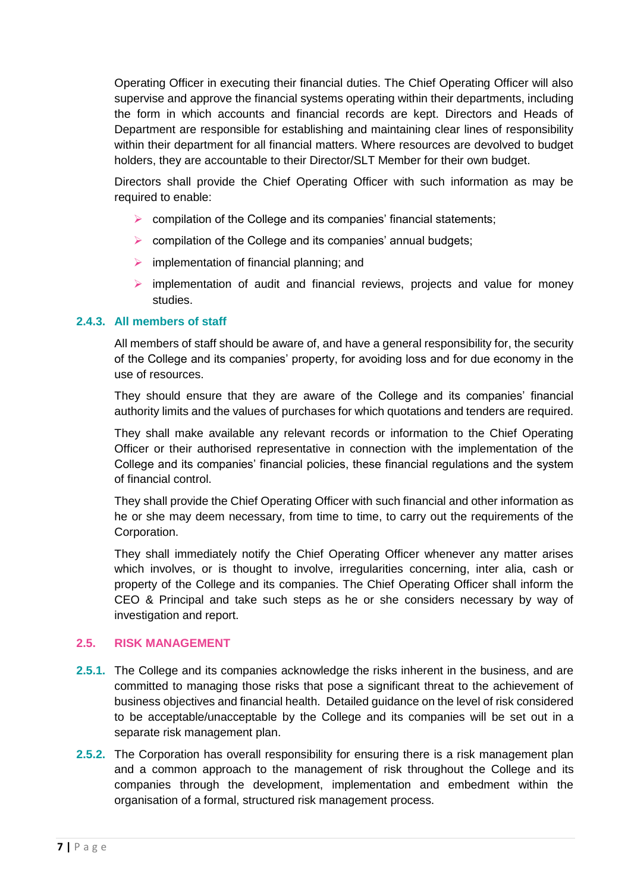Operating Officer in executing their financial duties. The Chief Operating Officer will also supervise and approve the financial systems operating within their departments, including the form in which accounts and financial records are kept. Directors and Heads of Department are responsible for establishing and maintaining clear lines of responsibility within their department for all financial matters. Where resources are devolved to budget holders, they are accountable to their Director/SLT Member for their own budget.

Directors shall provide the Chief Operating Officer with such information as may be required to enable:

- compilation of the College and its companies' financial statements;
- compilation of the College and its companies' annual budgets;
- implementation of financial planning; and
- implementation of audit and financial reviews, projects and value for money studies.

#### 2.4.3. All members of staff

All members of staff should be aware of, and have a general responsibility for, the security of the College and its companies' property, for avoiding loss and for due economy in the use of resources.

They should ensure that they are aware of the College and its companies' financial authority limits and the values of purchases for which quotations and tenders are required.

They shall make available any relevant records or information to the Chief Operating Officer or their authorised representative in connection with the implementation of the College and its companies' financial policies, these financial regulations and the system of financial control.

They shall provide the Chief Operating Officer with such financial and other information as he or she may deem necessary, from time to time, to carry out the requirements of the Corporation.

They shall immediately notify the Chief Operating Officer whenever any matter arises which involves, or is thought to involve, irregularities concerning, inter alia, cash or property of the College and its companies. The Chief Operating Officer shall inform the CEO & Principal and take such steps as he or she considers necessary by way of investigation and report.

### 2.5. RISK MANAGEMENT

**2.5.1.** The College and its companies acknowledge the risks inherent in the business, and are committed to managing those risks that pose a significant threat to the achievement of business objectives and financial health. Detailed guidance on the level of risk considered to be acceptable/unacceptable by the College and its companies will be set out in a separate risk management plan.

**2.5.2.** The Corporation has overall responsibility for ensuring there is a risk management plan and a common approach to the management of risk throughout the College and its companies through the development, implementation and embedment within the organisation of a formal, structured risk management process.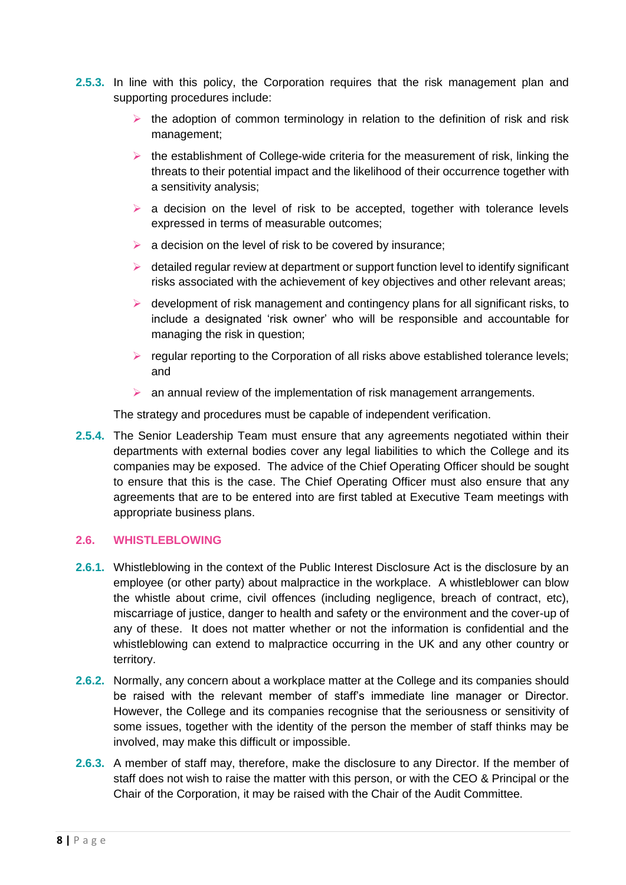**2.5.3.** In line with this policy, the Corporation requires that the risk management plan and supporting procedures include:

- the adoption of common terminology in relation to the definition of risk and risk management;
- the establishment of College-wide criteria for the measurement of risk, linking the threats to their potential impact and the likelihood of their occurrence together with a sensitivity analysis;
- a decision on the level of risk to be accepted, together with tolerance levels expressed in terms of measurable outcomes;
- a decision on the level of risk to be covered by insurance;
- detailed regular review at department or support function level to identify significant risks associated with the achievement of key objectives and other relevant areas;
- development of risk management and contingency plans for all significant risks, to include a designated 'risk owner' who will be responsible and accountable for managing the risk in question;
- regular reporting to the Corporation of all risks above established tolerance levels; and
- an annual review of the implementation of risk management arrangements.

The strategy and procedures must be capable of independent verification.

**2.5.4.** The Senior Leadership Team must ensure that any agreements negotiated within their departments with external bodies cover any legal liabilities to which the College and its companies may be exposed. The advice of the Chief Operating Officer should be sought to ensure that this is the case. The Chief Operating Officer must also ensure that any agreements that are to be entered into are first tabled at Executive Team meetings with appropriate business plans.

## 2.6. WHISTLEBLOWING

**2.6.1.** Whistleblowing in the context of the Public Interest Disclosure Act is the disclosure by an employee (or other party) about malpractice in the workplace. A whistleblower can blow the whistle about crime, civil offences (including negligence, breach of contract, etc), miscarriage of justice, danger to health and safety or the environment and the cover-up of any of these. It does not matter whether or not the information is confidential and the whistleblowing can extend to malpractice occurring in the UK and any other country or territory.

**2.6.2.** Normally, any concern about a workplace matter at the College and its companies should be raised with the relevant member of staff's immediate line manager or Director. However, the College and its companies recognise that the seriousness or sensitivity of some issues, together with the identity of the person the member of staff thinks may be involved, may make this difficult or impossible.

**2.6.3.** A member of staff may, therefore, make the disclosure to any Director. If the member of staff does not wish to raise the matter with this person, or with the CEO & Principal or the Chair of the Corporation, it may be raised with the Chair of the Audit Committee.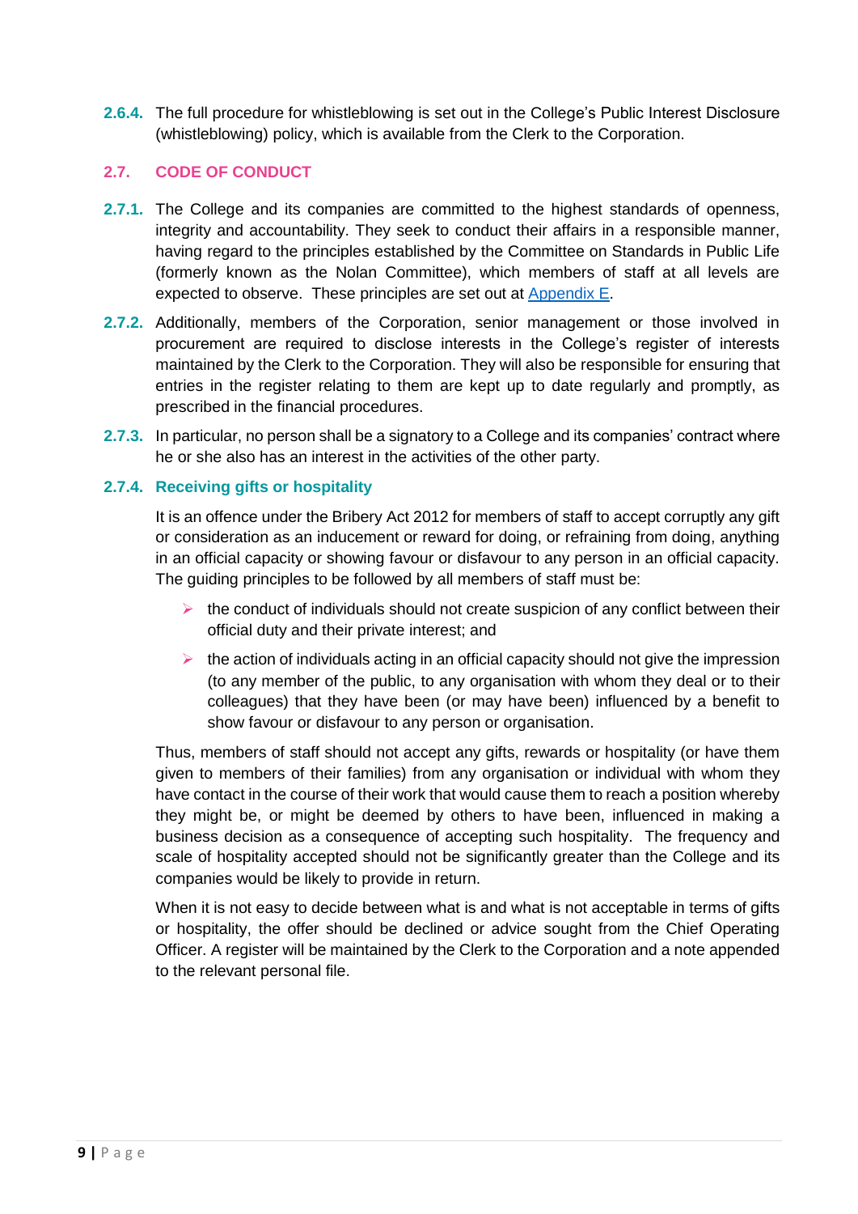**2.6.4.** The full procedure for whistleblowing is set out in the College's Public Interest Disclosure (whistleblowing) policy, which is available from the Clerk to the Corporation.

## 2.7. CODE OF CONDUCT

**2.7.1.** The College and its companies are committed to the highest standards of openness, integrity and accountability. They seek to conduct their affairs in a responsible manner, having regard to the principles established by the Committee on Standards in Public Life (formerly known as the Nolan Committee), which members of staff at all levels are expected to observe. These principles are set out at [Appendix E](#).

**2.7.2.** Additionally, members of the Corporation, senior management or those involved in procurement are required to disclose interests in the College's register of interests maintained by the Clerk to the Corporation. They will also be responsible for ensuring that entries in the register relating to them are kept up to date regularly and promptly, as prescribed in the financial procedures.

**2.7.3.** In particular, no person shall be a signatory to a College and its companies' contract where he or she also has an interest in the activities of the other party.

### 2.7.4. Receiving gifts or hospitality

It is an offence under the Bribery Act 2012 for members of staff to accept corruptly any gift or consideration as an inducement or reward for doing, or refraining from doing, anything in an official capacity or showing favour or disfavour to any person in an official capacity. The guiding principles to be followed by all members of staff must be:

- the conduct of individuals should not create suspicion of any conflict between their official duty and their private interest; and
- the action of individuals acting in an official capacity should not give the impression (to any member of the public, to any organisation with whom they deal or to their colleagues) that they have been (or may have been) influenced by a benefit to show favour or disfavour to any person or organisation.

Thus, members of staff should not accept any gifts, rewards or hospitality (or have them given to members of their families) from any organisation or individual with whom they have contact in the course of their work that would cause them to reach a position whereby they might be, or might be deemed by others to have been, influenced in making a business decision as a consequence of accepting such hospitality. The frequency and scale of hospitality accepted should not be significantly greater than the College and its companies would be likely to provide in return.

When it is not easy to decide between what is and what is not acceptable in terms of gifts or hospitality, the offer should be declined or advice sought from the Chief Operating Officer. A register will be maintained by the Clerk to the Corporation and a note appended to the relevant personal file.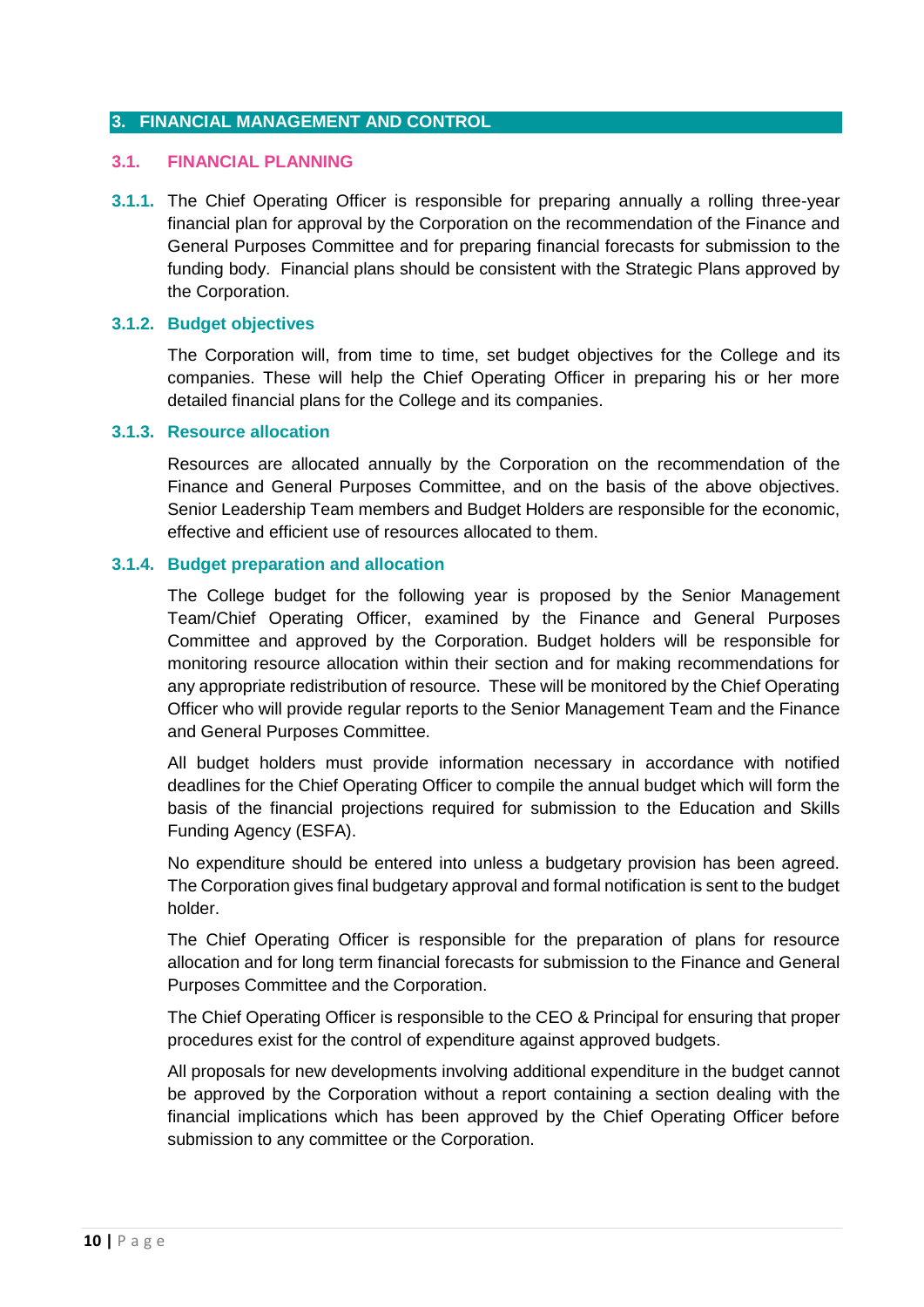## 3. FINANCIAL MANAGEMENT AND CONTROL

### 3.1. FINANCIAL PLANNING

**3.1.1.** The Chief Operating Officer is responsible for preparing annually a rolling three-year financial plan for approval by the Corporation on the recommendation of the Finance and General Purposes Committee and for preparing financial forecasts for submission to the funding body. Financial plans should be consistent with the Strategic Plans approved by the Corporation.

#### 3.1.2. Budget objectives

The Corporation will, from time to time, set budget objectives for the College and its companies. These will help the Chief Operating Officer in preparing his or her more detailed financial plans for the College and its companies.

#### 3.1.3. Resource allocation

Resources are allocated annually by the Corporation on the recommendation of the Finance and General Purposes Committee, and on the basis of the above objectives. Senior Leadership Team members and Budget Holders are responsible for the economic, effective and efficient use of resources allocated to them.

#### 3.1.4. Budget preparation and allocation

The College budget for the following year is proposed by the Senior Management Team/Chief Operating Officer, examined by the Finance and General Purposes Committee and approved by the Corporation. Budget holders will be responsible for monitoring resource allocation within their section and for making recommendations for any appropriate redistribution of resource. These will be monitored by the Chief Operating Officer who will provide regular reports to the Senior Management Team and the Finance and General Purposes Committee.

All budget holders must provide information necessary in accordance with notified deadlines for the Chief Operating Officer to compile the annual budget which will form the basis of the financial projections required for submission to the Education and Skills Funding Agency (ESFA).

No expenditure should be entered into unless a budgetary provision has been agreed. The Corporation gives final budgetary approval and formal notification is sent to the budget holder.

The Chief Operating Officer is responsible for the preparation of plans for resource allocation and for long term financial forecasts for submission to the Finance and General Purposes Committee and the Corporation.

The Chief Operating Officer is responsible to the CEO & Principal for ensuring that proper procedures exist for the control of expenditure against approved budgets.

All proposals for new developments involving additional expenditure in the budget cannot be approved by the Corporation without a report containing a section dealing with the financial implications which has been approved by the Chief Operating Officer before submission to any committee or the Corporation.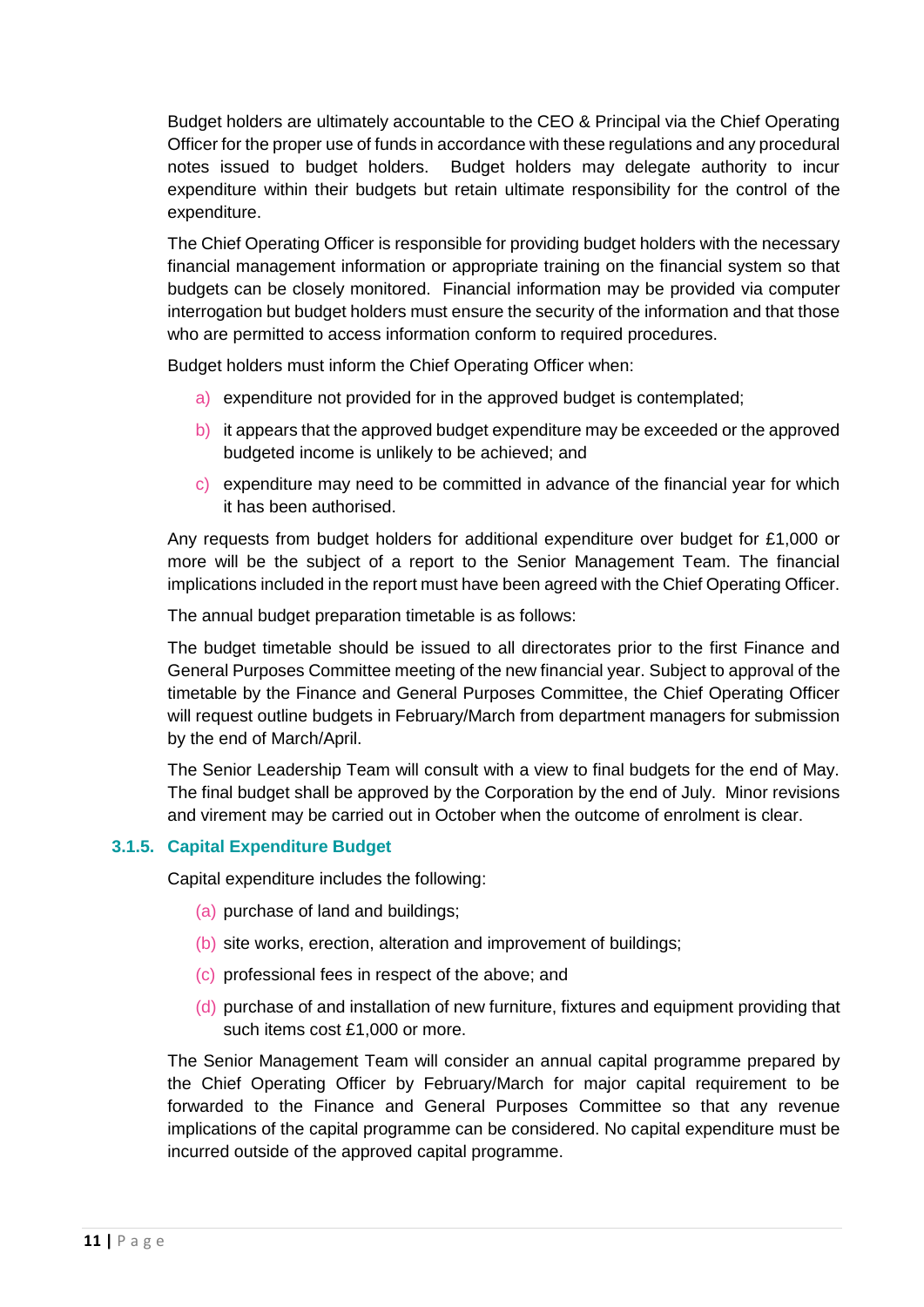Budget holders are ultimately accountable to the CEO & Principal via the Chief Operating Officer for the proper use of funds in accordance with these regulations and any procedural notes issued to budget holders. Budget holders may delegate authority to incur expenditure within their budgets but retain ultimate responsibility for the control of the expenditure.

The Chief Operating Officer is responsible for providing budget holders with the necessary financial management information or appropriate training on the financial system so that budgets can be closely monitored. Financial information may be provided via computer interrogation but budget holders must ensure the security of the information and that those who are permitted to access information conform to required procedures.

Budget holders must inform the Chief Operating Officer when:

a) expenditure not provided for in the approved budget is contemplated;

b) it appears that the approved budget expenditure may be exceeded or the approved budgeted income is unlikely to be achieved; and

c) expenditure may need to be committed in advance of the financial year for which it has been authorised.

Any requests from budget holders for additional expenditure over budget for £1,000 or more will be the subject of a report to the Senior Management Team. The financial implications included in the report must have been agreed with the Chief Operating Officer.

The annual budget preparation timetable is as follows:

The budget timetable should be issued to all directorates prior to the first Finance and General Purposes Committee meeting of the new financial year. Subject to approval of the timetable by the Finance and General Purposes Committee, the Chief Operating Officer will request outline budgets in February/March from department managers for submission by the end of March/April.

The Senior Leadership Team will consult with a view to final budgets for the end of May. The final budget shall be approved by the Corporation by the end of July. Minor revisions and virement may be carried out in October when the outcome of enrolment is clear.

### 3.1.5. Capital Expenditure Budget

Capital expenditure includes the following:

(a) purchase of land and buildings;

(b) site works, erection, alteration and improvement of buildings;

(c) professional fees in respect of the above; and

(d) purchase of and installation of new furniture, fixtures and equipment providing that such items cost £1,000 or more.

The Senior Management Team will consider an annual capital programme prepared by the Chief Operating Officer by February/March for major capital requirement to be forwarded to the Finance and General Purposes Committee so that any revenue implications of the capital programme can be considered. No capital expenditure must be incurred outside of the approved capital programme.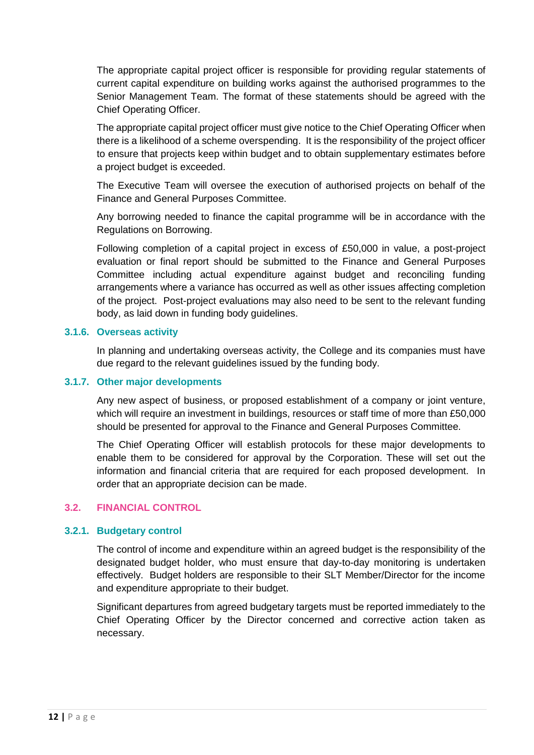The appropriate capital project officer is responsible for providing regular statements of current capital expenditure on building works against the authorised programmes to the Senior Management Team. The format of these statements should be agreed with the Chief Operating Officer.

The appropriate capital project officer must give notice to the Chief Operating Officer when there is a likelihood of a scheme overspending. It is the responsibility of the project officer to ensure that projects keep within budget and to obtain supplementary estimates before a project budget is exceeded.

The Executive Team will oversee the execution of authorised projects on behalf of the Finance and General Purposes Committee.

Any borrowing needed to finance the capital programme will be in accordance with the Regulations on Borrowing.

Following completion of a capital project in excess of £50,000 in value, a post-project evaluation or final report should be submitted to the Finance and General Purposes Committee including actual expenditure against budget and reconciling funding arrangements where a variance has occurred as well as other issues affecting completion of the project. Post-project evaluations may also need to be sent to the relevant funding body, as laid down in funding body guidelines.

### 3.1.6. Overseas activity

In planning and undertaking overseas activity, the College and its companies must have due regard to the relevant guidelines issued by the funding body.

### 3.1.7. Other major developments

Any new aspect of business, or proposed establishment of a company or joint venture, which will require an investment in buildings, resources or staff time of more than £50,000 should be presented for approval to the Finance and General Purposes Committee.

The Chief Operating Officer will establish protocols for these major developments to enable them to be considered for approval by the Corporation. These will set out the information and financial criteria that are required for each proposed development. In order that an appropriate decision can be made.

## 3.2. FINANCIAL CONTROL

### 3.2.1. Budgetary control

The control of income and expenditure within an agreed budget is the responsibility of the designated budget holder, who must ensure that day-to-day monitoring is undertaken effectively. Budget holders are responsible to their SLT Member/Director for the income and expenditure appropriate to their budget.

Significant departures from agreed budgetary targets must be reported immediately to the Chief Operating Officer by the Director concerned and corrective action taken as necessary.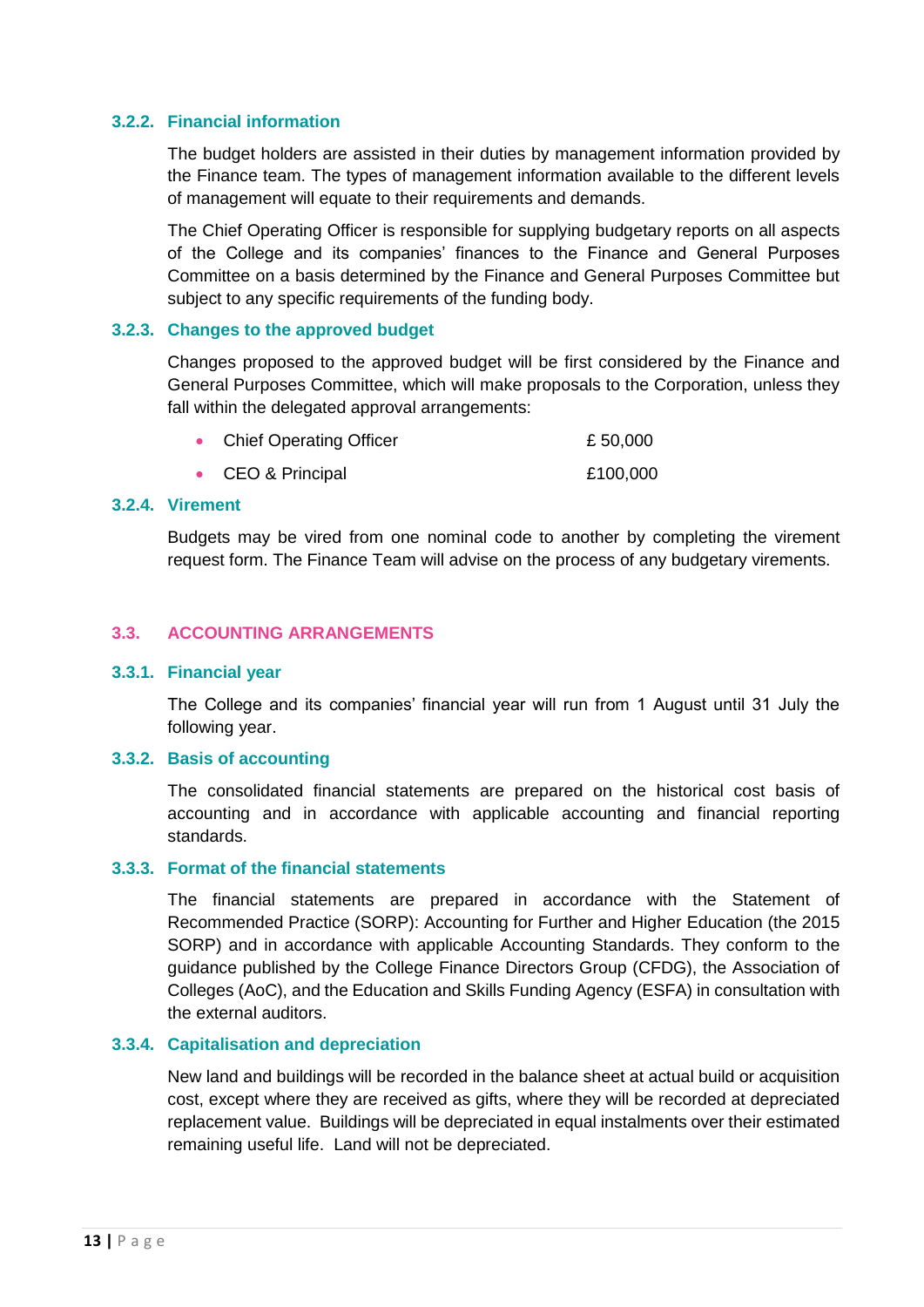### 3.2.2. Financial information

The budget holders are assisted in their duties by management information provided by the Finance team. The types of management information available to the different levels of management will equate to their requirements and demands.

The Chief Operating Officer is responsible for supplying budgetary reports on all aspects of the College and its companies' finances to the Finance and General Purposes Committee on a basis determined by the Finance and General Purposes Committee but subject to any specific requirements of the funding body.

### 3.2.3. Changes to the approved budget

Changes proposed to the approved budget will be first considered by the Finance and General Purposes Committee, which will make proposals to the Corporation, unless they fall within the delegated approval arrangements:

- Chief Operating Officer — £ 50,000
- CEO & Principal — £100,000

### 3.2.4. Virement

Budgets may be vired from one nominal code to another by completing the virement request form. The Finance Team will advise on the process of any budgetary virements.

## 3.3. ACCOUNTING ARRANGEMENTS

### 3.3.1. Financial year

The College and its companies' financial year will run from 1 August until 31 July the following year.

### 3.3.2. Basis of accounting

The consolidated financial statements are prepared on the historical cost basis of accounting and in accordance with applicable accounting and financial reporting standards.

### 3.3.3. Format of the financial statements

The financial statements are prepared in accordance with the Statement of Recommended Practice (SORP): Accounting for Further and Higher Education (the 2015 SORP) and in accordance with applicable Accounting Standards. They conform to the guidance published by the College Finance Directors Group (CFDG), the Association of Colleges (AoC), and the Education and Skills Funding Agency (ESFA) in consultation with the external auditors.

### 3.3.4. Capitalisation and depreciation

New land and buildings will be recorded in the balance sheet at actual build or acquisition cost, except where they are received as gifts, where they will be recorded at depreciated replacement value. Buildings will be depreciated in equal instalments over their estimated remaining useful life. Land will not be depreciated.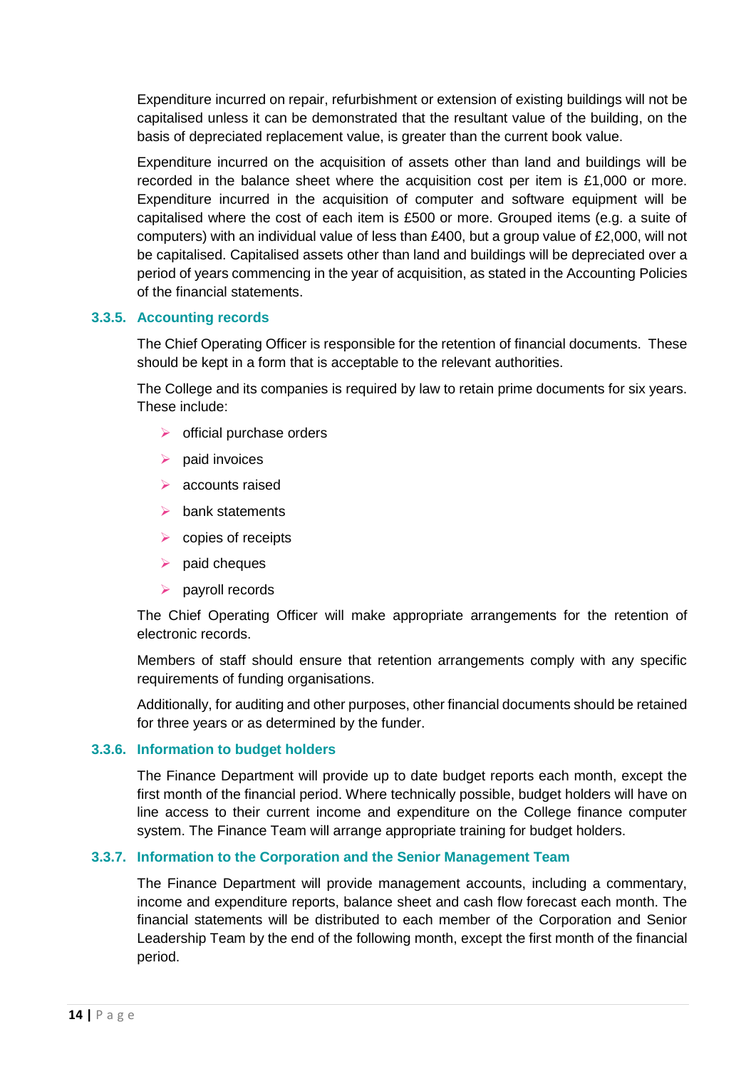Expenditure incurred on repair, refurbishment or extension of existing buildings will not be capitalised unless it can be demonstrated that the resultant value of the building, on the basis of depreciated replacement value, is greater than the current book value.

Expenditure incurred on the acquisition of assets other than land and buildings will be recorded in the balance sheet where the acquisition cost per item is £1,000 or more. Expenditure incurred in the acquisition of computer and software equipment will be capitalised where the cost of each item is £500 or more. Grouped items (e.g. a suite of computers) with an individual value of less than £400, but a group value of £2,000, will not be capitalised. Capitalised assets other than land and buildings will be depreciated over a period of years commencing in the year of acquisition, as stated in the Accounting Policies of the financial statements.

### 3.3.5. Accounting records

The Chief Operating Officer is responsible for the retention of financial documents. These should be kept in a form that is acceptable to the relevant authorities.

The College and its companies is required by law to retain prime documents for six years. These include:

- official purchase orders
- paid invoices
- accounts raised
- bank statements
- copies of receipts
- paid cheques
- payroll records

The Chief Operating Officer will make appropriate arrangements for the retention of electronic records.

Members of staff should ensure that retention arrangements comply with any specific requirements of funding organisations.

Additionally, for auditing and other purposes, other financial documents should be retained for three years or as determined by the funder.

### 3.3.6. Information to budget holders

The Finance Department will provide up to date budget reports each month, except the first month of the financial period. Where technically possible, budget holders will have on line access to their current income and expenditure on the College finance computer system. The Finance Team will arrange appropriate training for budget holders.

### 3.3.7. Information to the Corporation and the Senior Management Team

The Finance Department will provide management accounts, including a commentary, income and expenditure reports, balance sheet and cash flow forecast each month. The financial statements will be distributed to each member of the Corporation and Senior Leadership Team by the end of the following month, except the first month of the financial period.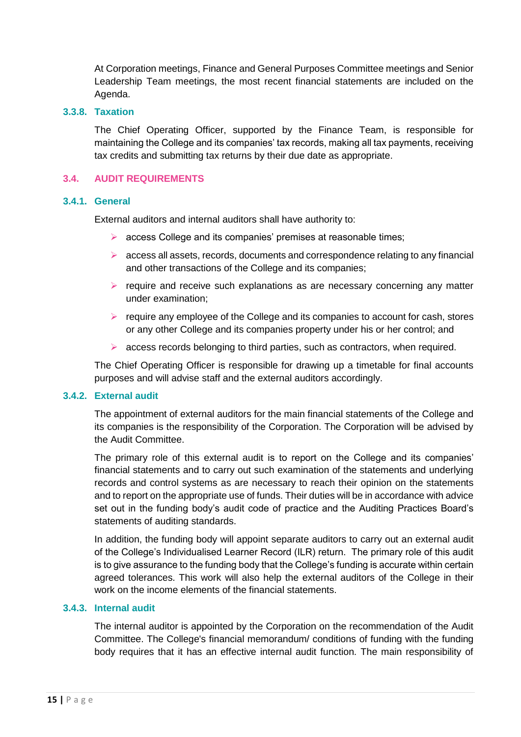At Corporation meetings, Finance and General Purposes Committee meetings and Senior Leadership Team meetings, the most recent financial statements are included on the Agenda.

#### 3.3.8. Taxation

The Chief Operating Officer, supported by the Finance Team, is responsible for maintaining the College and its companies' tax records, making all tax payments, receiving tax credits and submitting tax returns by their due date as appropriate.

## 3.4. AUDIT REQUIREMENTS

### 3.4.1. General

External auditors and internal auditors shall have authority to:

- access College and its companies' premises at reasonable times;
- access all assets, records, documents and correspondence relating to any financial and other transactions of the College and its companies;
- require and receive such explanations as are necessary concerning any matter under examination;
- require any employee of the College and its companies to account for cash, stores or any other College and its companies property under his or her control; and
- access records belonging to third parties, such as contractors, when required.

The Chief Operating Officer is responsible for drawing up a timetable for final accounts purposes and will advise staff and the external auditors accordingly.

### 3.4.2. External audit

The appointment of external auditors for the main financial statements of the College and its companies is the responsibility of the Corporation. The Corporation will be advised by the Audit Committee.

The primary role of this external audit is to report on the College and its companies' financial statements and to carry out such examination of the statements and underlying records and control systems as are necessary to reach their opinion on the statements and to report on the appropriate use of funds. Their duties will be in accordance with advice set out in the funding body's audit code of practice and the Auditing Practices Board's statements of auditing standards.

In addition, the funding body will appoint separate auditors to carry out an external audit of the College's Individualised Learner Record (ILR) return. The primary role of this audit is to give assurance to the funding body that the College's funding is accurate within certain agreed tolerances. This work will also help the external auditors of the College in their work on the income elements of the financial statements.

### 3.4.3. Internal audit

The internal auditor is appointed by the Corporation on the recommendation of the Audit Committee. The College's financial memorandum/ conditions of funding with the funding body requires that it has an effective internal audit function. The main responsibility of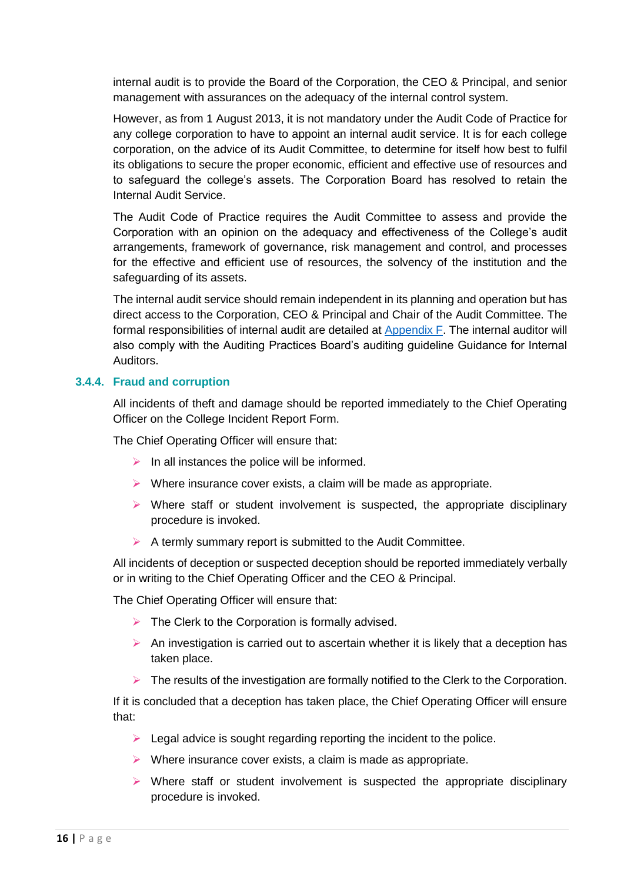internal audit is to provide the Board of the Corporation, the CEO & Principal, and senior management with assurances on the adequacy of the internal control system.

However, as from 1 August 2013, it is not mandatory under the Audit Code of Practice for any college corporation to have to appoint an internal audit service. It is for each college corporation, on the advice of its Audit Committee, to determine for itself how best to fulfil its obligations to secure the proper economic, efficient and effective use of resources and to safeguard the college's assets. The Corporation Board has resolved to retain the Internal Audit Service.

The Audit Code of Practice requires the Audit Committee to assess and provide the Corporation with an opinion on the adequacy and effectiveness of the College's audit arrangements, framework of governance, risk management and control, and processes for the effective and efficient use of resources, the solvency of the institution and the safeguarding of its assets.

The internal audit service should remain independent in its planning and operation but has direct access to the Corporation, CEO & Principal and Chair of the Audit Committee. The formal responsibilities of internal audit are detailed at Appendix F. The internal auditor will also comply with the Auditing Practices Board's auditing guideline Guidance for Internal Auditors.

### 3.4.4. Fraud and corruption

All incidents of theft and damage should be reported immediately to the Chief Operating Officer on the College Incident Report Form.

The Chief Operating Officer will ensure that:

- In all instances the police will be informed.
- Where insurance cover exists, a claim will be made as appropriate.
- Where staff or student involvement is suspected, the appropriate disciplinary procedure is invoked.
- A termly summary report is submitted to the Audit Committee.

All incidents of deception or suspected deception should be reported immediately verbally or in writing to the Chief Operating Officer and the CEO & Principal.

The Chief Operating Officer will ensure that:

- The Clerk to the Corporation is formally advised.
- An investigation is carried out to ascertain whether it is likely that a deception has taken place.
- The results of the investigation are formally notified to the Clerk to the Corporation.

If it is concluded that a deception has taken place, the Chief Operating Officer will ensure that:

- Legal advice is sought regarding reporting the incident to the police.
- Where insurance cover exists, a claim is made as appropriate.
- Where staff or student involvement is suspected the appropriate disciplinary procedure is invoked.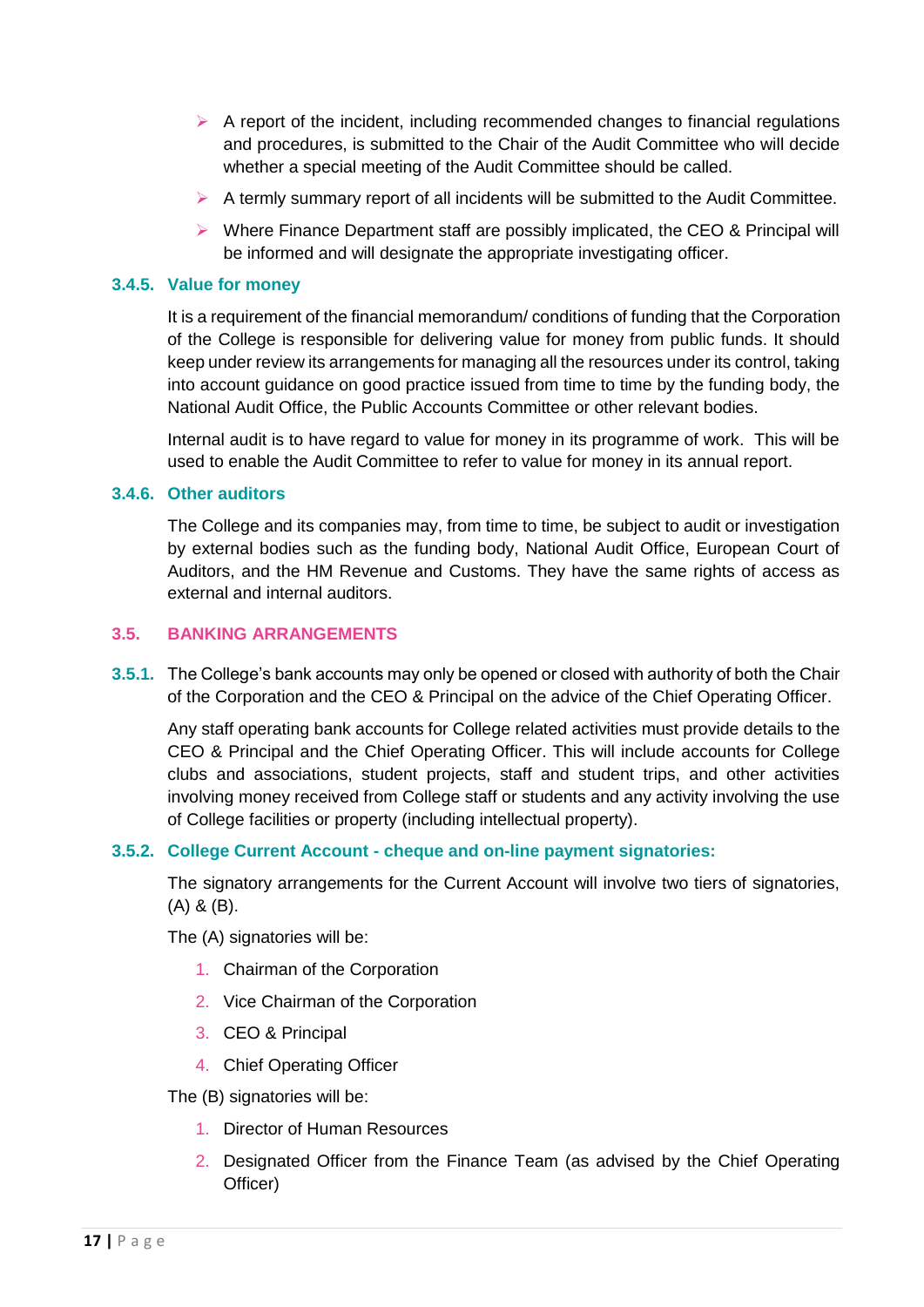- A report of the incident, including recommended changes to financial regulations and procedures, is submitted to the Chair of the Audit Committee who will decide whether a special meeting of the Audit Committee should be called.
- A termly summary report of all incidents will be submitted to the Audit Committee.
- Where Finance Department staff are possibly implicated, the CEO & Principal will be informed and will designate the appropriate investigating officer.

#### 3.4.5. Value for money

It is a requirement of the financial memorandum/ conditions of funding that the Corporation of the College is responsible for delivering value for money from public funds. It should keep under review its arrangements for managing all the resources under its control, taking into account guidance on good practice issued from time to time by the funding body, the National Audit Office, the Public Accounts Committee or other relevant bodies.

Internal audit is to have regard to value for money in its programme of work. This will be used to enable the Audit Committee to refer to value for money in its annual report.

#### 3.4.6. Other auditors

The College and its companies may, from time to time, be subject to audit or investigation by external bodies such as the funding body, National Audit Office, European Court of Auditors, and the HM Revenue and Customs. They have the same rights of access as external and internal auditors.

### 3.5. BANKING ARRANGEMENTS

**3.5.1.** The College's bank accounts may only be opened or closed with authority of both the Chair of the Corporation and the CEO & Principal on the advice of the Chief Operating Officer.

Any staff operating bank accounts for College related activities must provide details to the CEO & Principal and the Chief Operating Officer. This will include accounts for College clubs and associations, student projects, staff and student trips, and other activities involving money received from College staff or students and any activity involving the use of College facilities or property (including intellectual property).

#### 3.5.2. College Current Account - cheque and on-line payment signatories:

The signatory arrangements for the Current Account will involve two tiers of signatories, (A) & (B).

The (A) signatories will be:

1. Chairman of the Corporation
2. Vice Chairman of the Corporation
3. CEO & Principal
4. Chief Operating Officer

The (B) signatories will be:

1. Director of Human Resources
2. Designated Officer from the Finance Team (as advised by the Chief Operating Officer)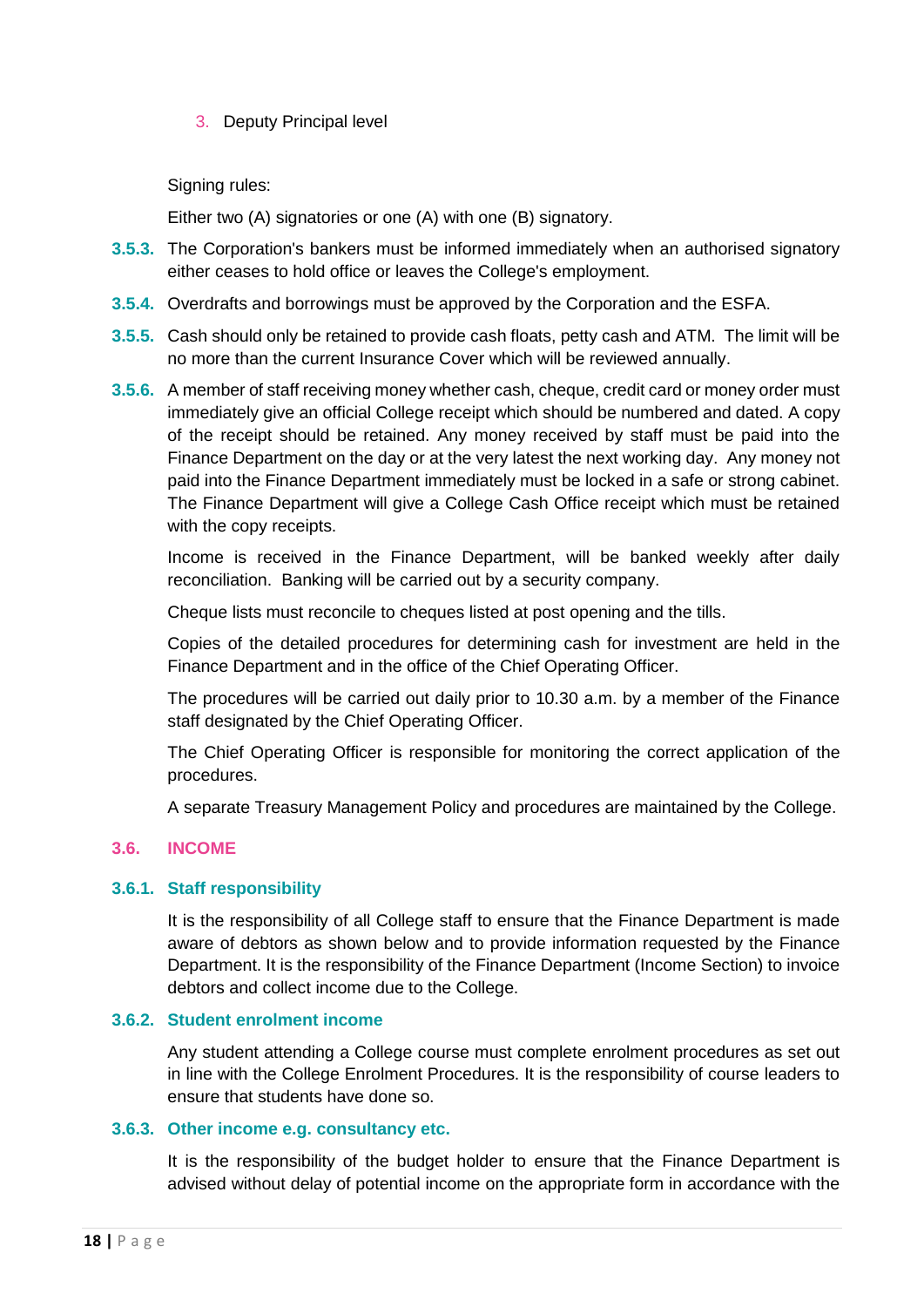3. Deputy Principal level

Signing rules:

Either two (A) signatories or one (A) with one (B) signatory.

**3.5.3.** The Corporation's bankers must be informed immediately when an authorised signatory either ceases to hold office or leaves the College's employment.

**3.5.4.** Overdrafts and borrowings must be approved by the Corporation and the ESFA.

**3.5.5.** Cash should only be retained to provide cash floats, petty cash and ATM. The limit will be no more than the current Insurance Cover which will be reviewed annually.

**3.5.6.** A member of staff receiving money whether cash, cheque, credit card or money order must immediately give an official College receipt which should be numbered and dated. A copy of the receipt should be retained. Any money received by staff must be paid into the Finance Department on the day or at the very latest the next working day. Any money not paid into the Finance Department immediately must be locked in a safe or strong cabinet. The Finance Department will give a College Cash Office receipt which must be retained with the copy receipts.

Income is received in the Finance Department, will be banked weekly after daily reconciliation. Banking will be carried out by a security company.

Cheque lists must reconcile to cheques listed at post opening and the tills.

Copies of the detailed procedures for determining cash for investment are held in the Finance Department and in the office of the Chief Operating Officer.

The procedures will be carried out daily prior to 10.30 a.m. by a member of the Finance staff designated by the Chief Operating Officer.

The Chief Operating Officer is responsible for monitoring the correct application of the procedures.

A separate Treasury Management Policy and procedures are maintained by the College.

## 3.6. INCOME

### 3.6.1. Staff responsibility

It is the responsibility of all College staff to ensure that the Finance Department is made aware of debtors as shown below and to provide information requested by the Finance Department. It is the responsibility of the Finance Department (Income Section) to invoice debtors and collect income due to the College.

### 3.6.2. Student enrolment income

Any student attending a College course must complete enrolment procedures as set out in line with the College Enrolment Procedures. It is the responsibility of course leaders to ensure that students have done so.

### 3.6.3. Other income e.g. consultancy etc.

It is the responsibility of the budget holder to ensure that the Finance Department is advised without delay of potential income on the appropriate form in accordance with the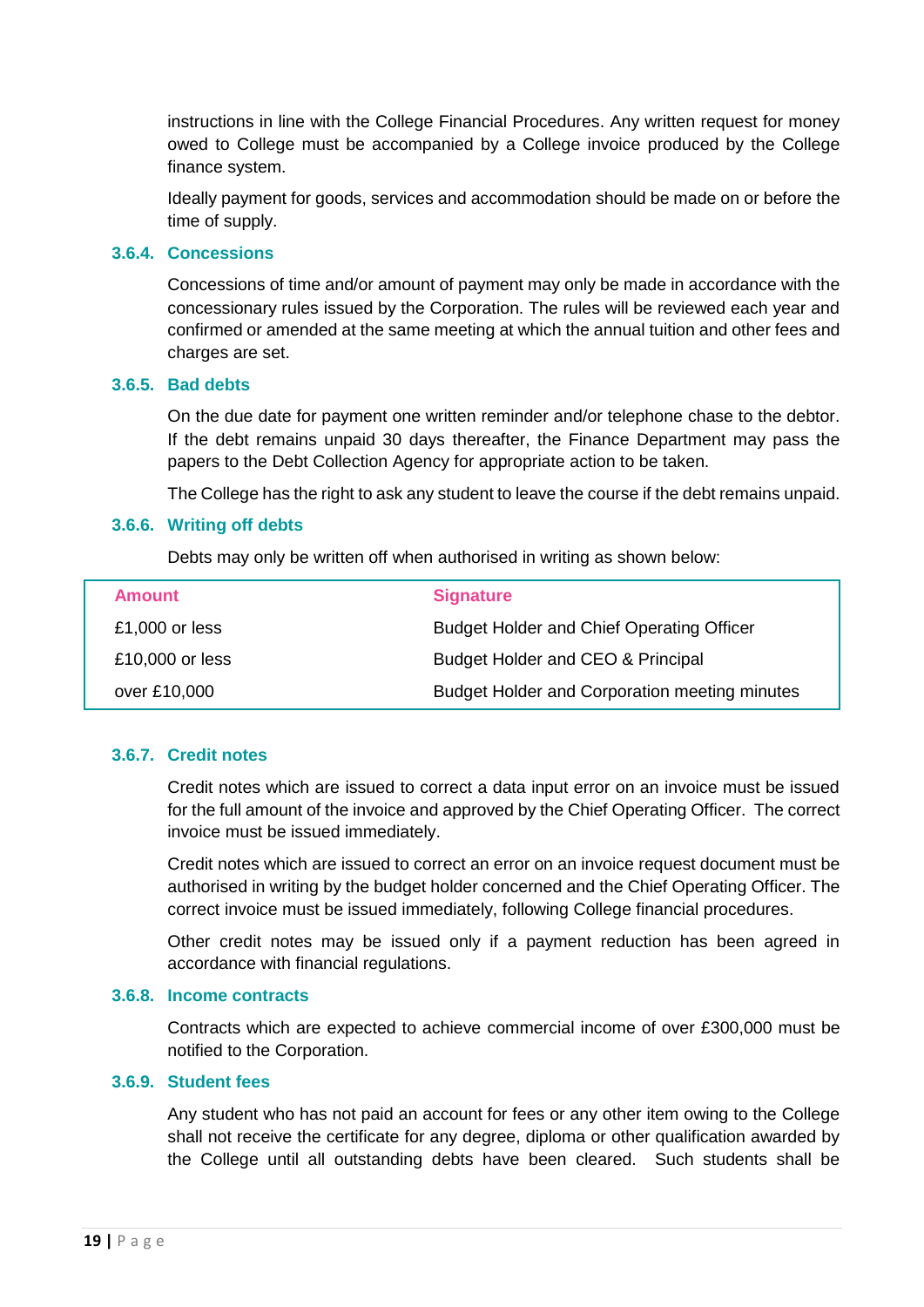instructions in line with the College Financial Procedures. Any written request for money owed to College must be accompanied by a College invoice produced by the College finance system.

Ideally payment for goods, services and accommodation should be made on or before the time of supply.

#### 3.6.4. Concessions

Concessions of time and/or amount of payment may only be made in accordance with the concessionary rules issued by the Corporation. The rules will be reviewed each year and confirmed or amended at the same meeting at which the annual tuition and other fees and charges are set.

#### 3.6.5. Bad debts

On the due date for payment one written reminder and/or telephone chase to the debtor. If the debt remains unpaid 30 days thereafter, the Finance Department may pass the papers to the Debt Collection Agency for appropriate action to be taken.

The College has the right to ask any student to leave the course if the debt remains unpaid.

#### 3.6.6. Writing off debts

Debts may only be written off when authorised in writing as shown below:

| Amount | Signature |
|---|---|
| £1,000 or less | Budget Holder and Chief Operating Officer |
| £10,000 or less | Budget Holder and CEO & Principal |
| over £10,000 | Budget Holder and Corporation meeting minutes |

#### 3.6.7. Credit notes

Credit notes which are issued to correct a data input error on an invoice must be issued for the full amount of the invoice and approved by the Chief Operating Officer. The correct invoice must be issued immediately.

Credit notes which are issued to correct an error on an invoice request document must be authorised in writing by the budget holder concerned and the Chief Operating Officer. The correct invoice must be issued immediately, following College financial procedures.

Other credit notes may be issued only if a payment reduction has been agreed in accordance with financial regulations.

#### 3.6.8. Income contracts

Contracts which are expected to achieve commercial income of over £300,000 must be notified to the Corporation.

#### 3.6.9. Student fees

Any student who has not paid an account for fees or any other item owing to the College shall not receive the certificate for any degree, diploma or other qualification awarded by the College until all outstanding debts have been cleared. Such students shall be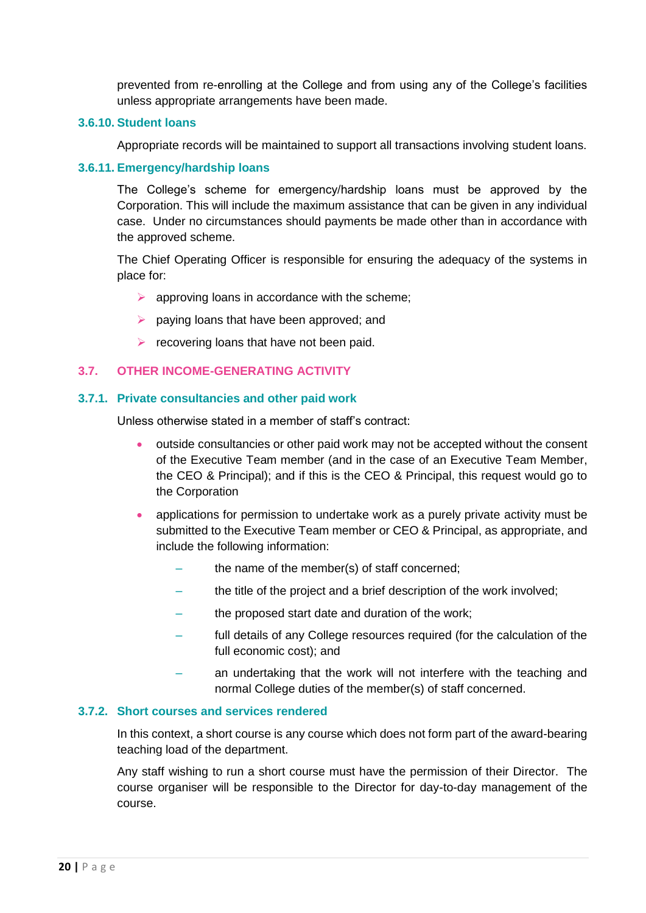prevented from re-enrolling at the College and from using any of the College's facilities unless appropriate arrangements have been made.

### 3.6.10. Student loans

Appropriate records will be maintained to support all transactions involving student loans.

### 3.6.11. Emergency/hardship loans

The College's scheme for emergency/hardship loans must be approved by the Corporation. This will include the maximum assistance that can be given in any individual case. Under no circumstances should payments be made other than in accordance with the approved scheme.

The Chief Operating Officer is responsible for ensuring the adequacy of the systems in place for:

- approving loans in accordance with the scheme;
- paying loans that have been approved; and
- recovering loans that have not been paid.

## 3.7. OTHER INCOME-GENERATING ACTIVITY

### 3.7.1. Private consultancies and other paid work

Unless otherwise stated in a member of staff's contract:

- outside consultancies or other paid work may not be accepted without the consent of the Executive Team member (and in the case of an Executive Team Member, the CEO & Principal); and if this is the CEO & Principal, this request would go to the Corporation
- applications for permission to undertake work as a purely private activity must be submitted to the Executive Team member or CEO & Principal, as appropriate, and include the following information:
  - the name of the member(s) of staff concerned;
  - the title of the project and a brief description of the work involved;
  - the proposed start date and duration of the work;
  - full details of any College resources required (for the calculation of the full economic cost); and
  - an undertaking that the work will not interfere with the teaching and normal College duties of the member(s) of staff concerned.

### 3.7.2. Short courses and services rendered

In this context, a short course is any course which does not form part of the award-bearing teaching load of the department.

Any staff wishing to run a short course must have the permission of their Director. The course organiser will be responsible to the Director for day-to-day management of the course.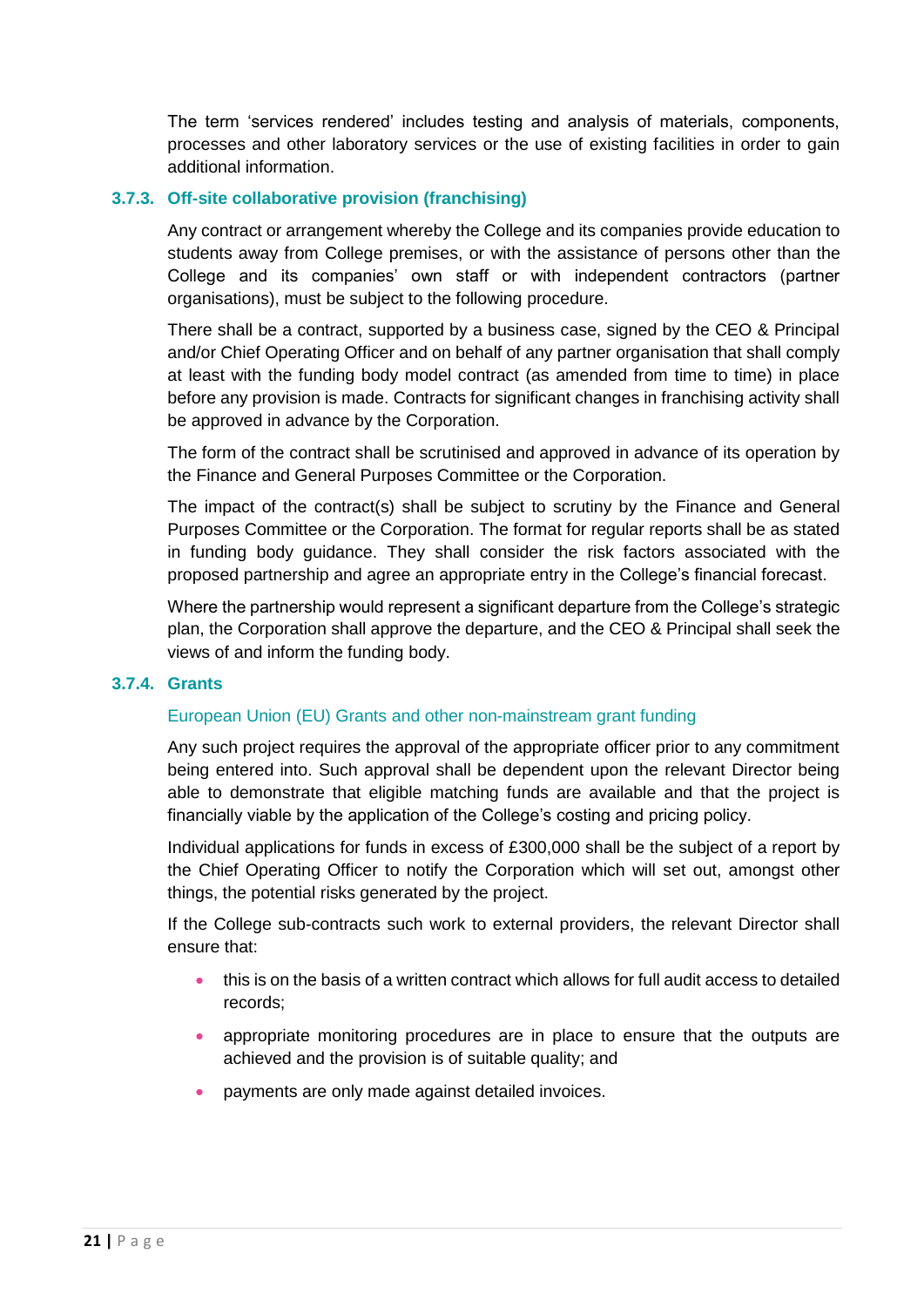The term 'services rendered' includes testing and analysis of materials, components, processes and other laboratory services or the use of existing facilities in order to gain additional information.

### 3.7.3. Off-site collaborative provision (franchising)

Any contract or arrangement whereby the College and its companies provide education to students away from College premises, or with the assistance of persons other than the College and its companies' own staff or with independent contractors (partner organisations), must be subject to the following procedure.

There shall be a contract, supported by a business case, signed by the CEO & Principal and/or Chief Operating Officer and on behalf of any partner organisation that shall comply at least with the funding body model contract (as amended from time to time) in place before any provision is made. Contracts for significant changes in franchising activity shall be approved in advance by the Corporation.

The form of the contract shall be scrutinised and approved in advance of its operation by the Finance and General Purposes Committee or the Corporation.

The impact of the contract(s) shall be subject to scrutiny by the Finance and General Purposes Committee or the Corporation. The format for regular reports shall be as stated in funding body guidance. They shall consider the risk factors associated with the proposed partnership and agree an appropriate entry in the College's financial forecast.

Where the partnership would represent a significant departure from the College's strategic plan, the Corporation shall approve the departure, and the CEO & Principal shall seek the views of and inform the funding body.

### 3.7.4. Grants

#### European Union (EU) Grants and other non-mainstream grant funding

Any such project requires the approval of the appropriate officer prior to any commitment being entered into. Such approval shall be dependent upon the relevant Director being able to demonstrate that eligible matching funds are available and that the project is financially viable by the application of the College's costing and pricing policy.

Individual applications for funds in excess of £300,000 shall be the subject of a report by the Chief Operating Officer to notify the Corporation which will set out, amongst other things, the potential risks generated by the project.

If the College sub-contracts such work to external providers, the relevant Director shall ensure that:

- this is on the basis of a written contract which allows for full audit access to detailed records;
- appropriate monitoring procedures are in place to ensure that the outputs are achieved and the provision is of suitable quality; and
- payments are only made against detailed invoices.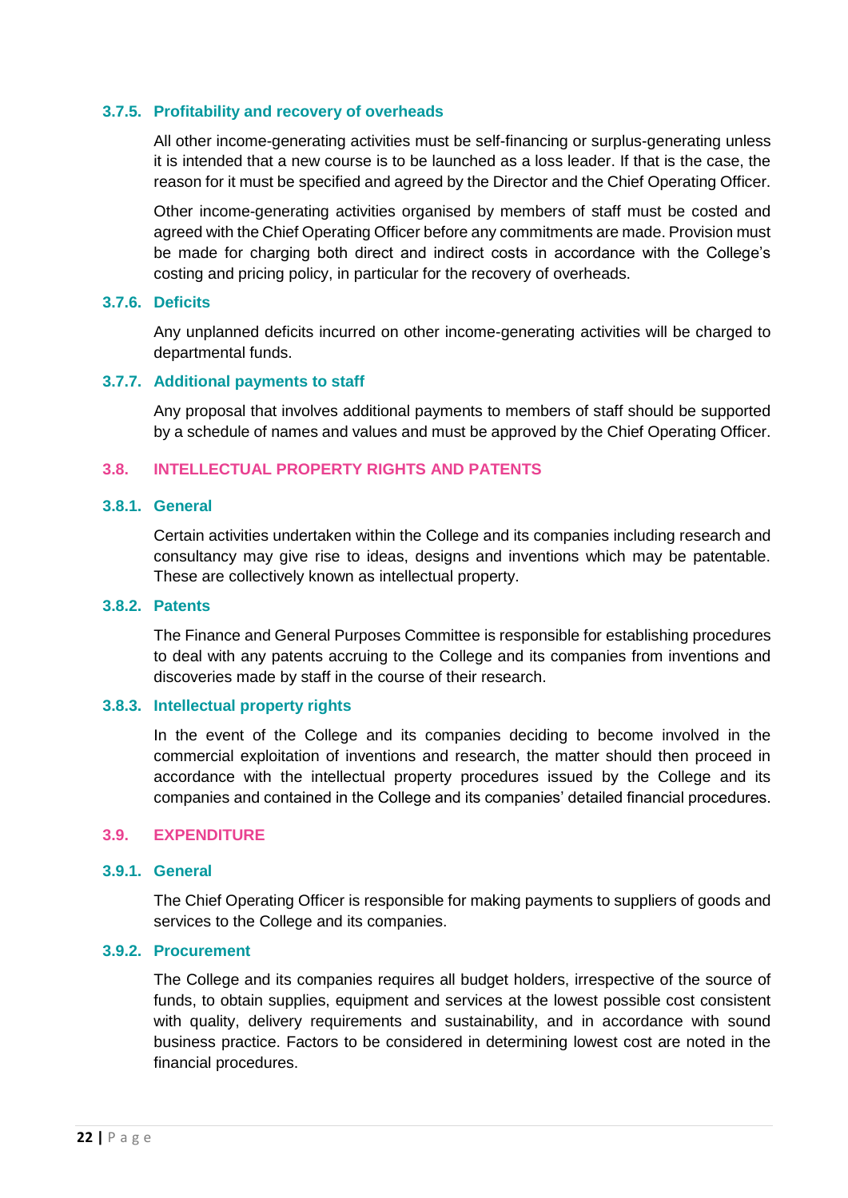#### 3.7.5. Profitability and recovery of overheads

All other income-generating activities must be self-financing or surplus-generating unless it is intended that a new course is to be launched as a loss leader. If that is the case, the reason for it must be specified and agreed by the Director and the Chief Operating Officer.

Other income-generating activities organised by members of staff must be costed and agreed with the Chief Operating Officer before any commitments are made. Provision must be made for charging both direct and indirect costs in accordance with the College's costing and pricing policy, in particular for the recovery of overheads.

#### 3.7.6. Deficits

Any unplanned deficits incurred on other income-generating activities will be charged to departmental funds.

#### 3.7.7. Additional payments to staff

Any proposal that involves additional payments to members of staff should be supported by a schedule of names and values and must be approved by the Chief Operating Officer.

### 3.8. INTELLECTUAL PROPERTY RIGHTS AND PATENTS

#### 3.8.1. General

Certain activities undertaken within the College and its companies including research and consultancy may give rise to ideas, designs and inventions which may be patentable. These are collectively known as intellectual property.

#### 3.8.2. Patents

The Finance and General Purposes Committee is responsible for establishing procedures to deal with any patents accruing to the College and its companies from inventions and discoveries made by staff in the course of their research.

#### 3.8.3. Intellectual property rights

In the event of the College and its companies deciding to become involved in the commercial exploitation of inventions and research, the matter should then proceed in accordance with the intellectual property procedures issued by the College and its companies and contained in the College and its companies' detailed financial procedures.

### 3.9. EXPENDITURE

#### 3.9.1. General

The Chief Operating Officer is responsible for making payments to suppliers of goods and services to the College and its companies.

#### 3.9.2. Procurement

The College and its companies requires all budget holders, irrespective of the source of funds, to obtain supplies, equipment and services at the lowest possible cost consistent with quality, delivery requirements and sustainability, and in accordance with sound business practice. Factors to be considered in determining lowest cost are noted in the financial procedures.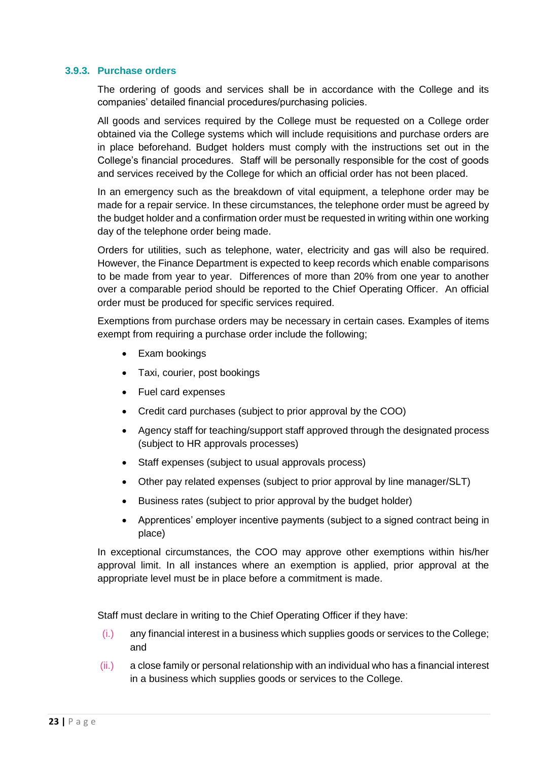### 3.9.3. Purchase orders

The ordering of goods and services shall be in accordance with the College and its companies' detailed financial procedures/purchasing policies.

All goods and services required by the College must be requested on a College order obtained via the College systems which will include requisitions and purchase orders are in place beforehand. Budget holders must comply with the instructions set out in the College's financial procedures. Staff will be personally responsible for the cost of goods and services received by the College for which an official order has not been placed.

In an emergency such as the breakdown of vital equipment, a telephone order may be made for a repair service. In these circumstances, the telephone order must be agreed by the budget holder and a confirmation order must be requested in writing within one working day of the telephone order being made.

Orders for utilities, such as telephone, water, electricity and gas will also be required. However, the Finance Department is expected to keep records which enable comparisons to be made from year to year. Differences of more than 20% from one year to another over a comparable period should be reported to the Chief Operating Officer. An official order must be produced for specific services required.

Exemptions from purchase orders may be necessary in certain cases. Examples of items exempt from requiring a purchase order include the following;

- Exam bookings
- Taxi, courier, post bookings
- Fuel card expenses
- Credit card purchases (subject to prior approval by the COO)
- Agency staff for teaching/support staff approved through the designated process (subject to HR approvals processes)
- Staff expenses (subject to usual approvals process)
- Other pay related expenses (subject to prior approval by line manager/SLT)
- Business rates (subject to prior approval by the budget holder)
- Apprentices' employer incentive payments (subject to a signed contract being in place)

In exceptional circumstances, the COO may approve other exemptions within his/her approval limit. In all instances where an exemption is applied, prior approval at the appropriate level must be in place before a commitment is made.

Staff must declare in writing to the Chief Operating Officer if they have:

(i.) any financial interest in a business which supplies goods or services to the College; and

(ii.) a close family or personal relationship with an individual who has a financial interest in a business which supplies goods or services to the College.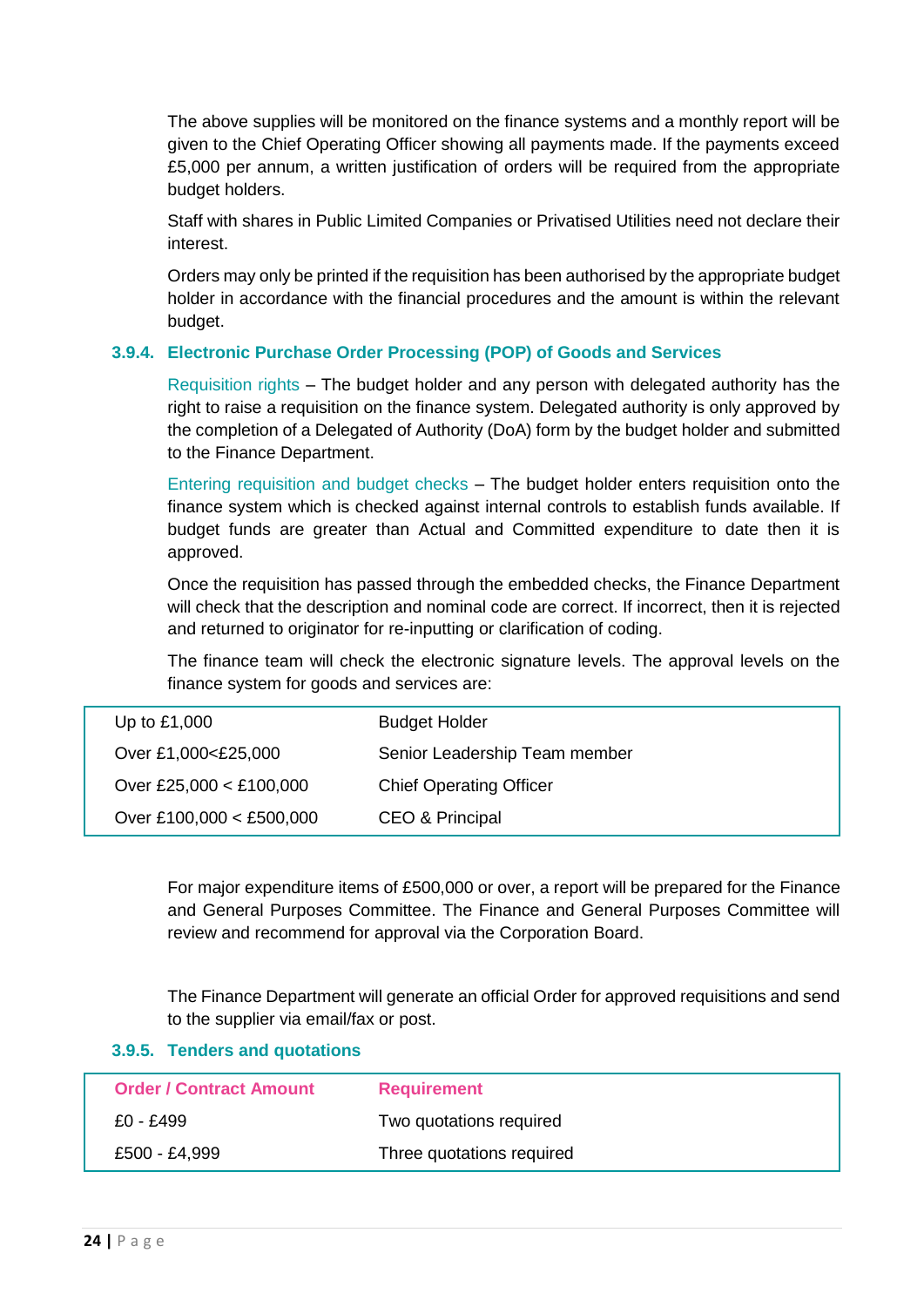The above supplies will be monitored on the finance systems and a monthly report will be given to the Chief Operating Officer showing all payments made. If the payments exceed £5,000 per annum, a written justification of orders will be required from the appropriate budget holders.

Staff with shares in Public Limited Companies or Privatised Utilities need not declare their interest.

Orders may only be printed if the requisition has been authorised by the appropriate budget holder in accordance with the financial procedures and the amount is within the relevant budget.

### 3.9.4. Electronic Purchase Order Processing (POP) of Goods and Services

Requisition rights – The budget holder and any person with delegated authority has the right to raise a requisition on the finance system. Delegated authority is only approved by the completion of a Delegated of Authority (DoA) form by the budget holder and submitted to the Finance Department.

Entering requisition and budget checks – The budget holder enters requisition onto the finance system which is checked against internal controls to establish funds available. If budget funds are greater than Actual and Committed expenditure to date then it is approved.

Once the requisition has passed through the embedded checks, the Finance Department will check that the description and nominal code are correct. If incorrect, then it is rejected and returned to originator for re-inputting or clarification of coding.

The finance team will check the electronic signature levels. The approval levels on the finance system for goods and services are:

| | |
|---|---|
| Up to £1,000 | Budget Holder |
| Over £1,000<£25,000 | Senior Leadership Team member |
| Over £25,000 < £100,000 | Chief Operating Officer |
| Over £100,000 < £500,000 | CEO & Principal |

For major expenditure items of £500,000 or over, a report will be prepared for the Finance and General Purposes Committee. The Finance and General Purposes Committee will review and recommend for approval via the Corporation Board.

The Finance Department will generate an official Order for approved requisitions and send to the supplier via email/fax or post.

### 3.9.5. Tenders and quotations

| Order / Contract Amount | Requirement |
|---|---|
| £0 - £499 | Two quotations required |
| £500 - £4,999 | Three quotations required |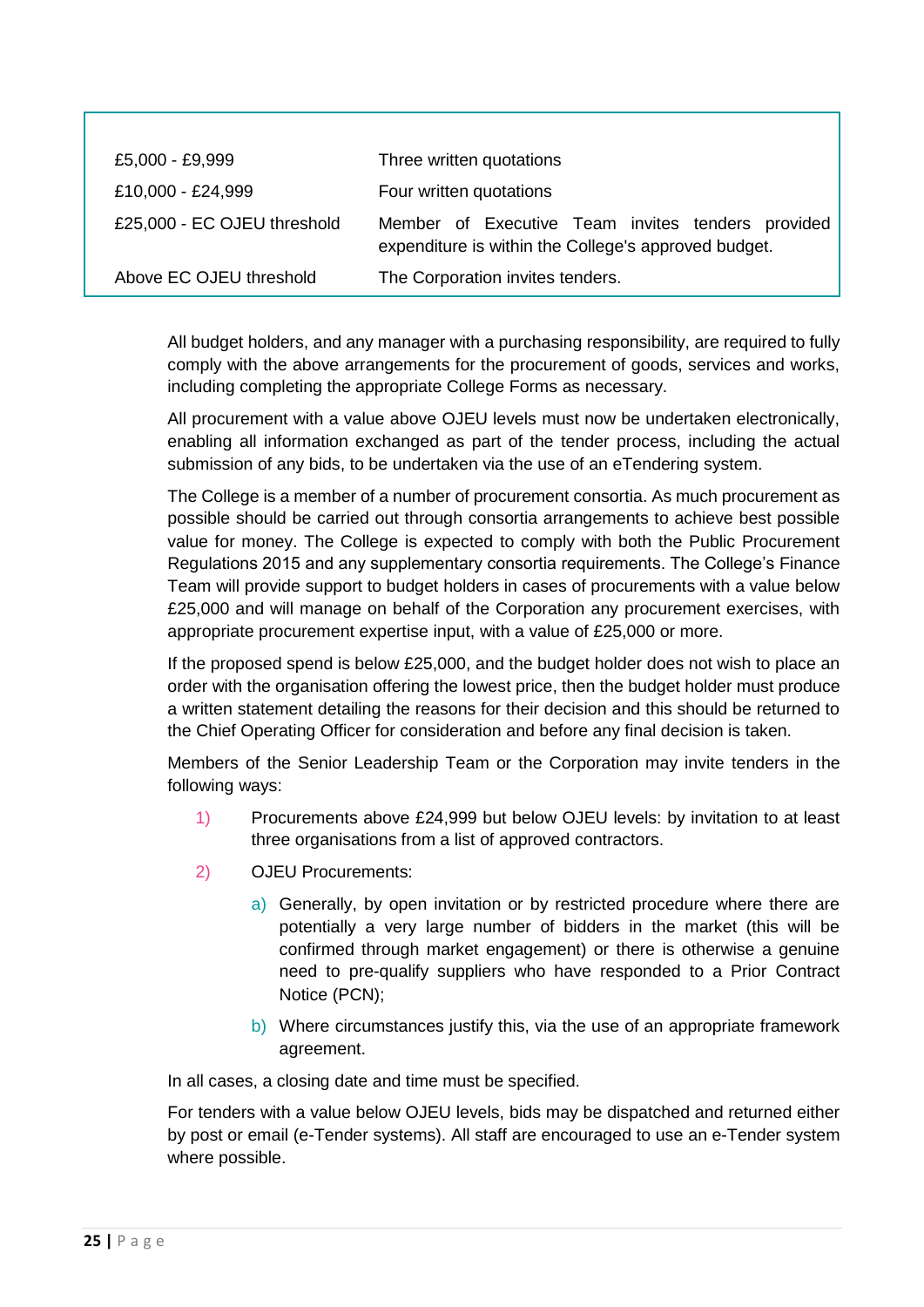| | |
|---|---|
| £5,000 - £9,999 | Three written quotations |
| £10,000 - £24,999 | Four written quotations |
| £25,000 - EC OJEU threshold | Member of Executive Team invites tenders provided expenditure is within the College's approved budget. |
| Above EC OJEU threshold | The Corporation invites tenders. |

All budget holders, and any manager with a purchasing responsibility, are required to fully comply with the above arrangements for the procurement of goods, services and works, including completing the appropriate College Forms as necessary.

All procurement with a value above OJEU levels must now be undertaken electronically, enabling all information exchanged as part of the tender process, including the actual submission of any bids, to be undertaken via the use of an eTendering system.

The College is a member of a number of procurement consortia. As much procurement as possible should be carried out through consortia arrangements to achieve best possible value for money. The College is expected to comply with both the Public Procurement Regulations 2015 and any supplementary consortia requirements. The College's Finance Team will provide support to budget holders in cases of procurements with a value below £25,000 and will manage on behalf of the Corporation any procurement exercises, with appropriate procurement expertise input, with a value of £25,000 or more.

If the proposed spend is below £25,000, and the budget holder does not wish to place an order with the organisation offering the lowest price, then the budget holder must produce a written statement detailing the reasons for their decision and this should be returned to the Chief Operating Officer for consideration and before any final decision is taken.

Members of the Senior Leadership Team or the Corporation may invite tenders in the following ways:

1) Procurements above £24,999 but below OJEU levels: by invitation to at least three organisations from a list of approved contractors.

2) OJEU Procurements:

   a) Generally, by open invitation or by restricted procedure where there are potentially a very large number of bidders in the market (this will be confirmed through market engagement) or there is otherwise a genuine need to pre-qualify suppliers who have responded to a Prior Contract Notice (PCN);

   b) Where circumstances justify this, via the use of an appropriate framework agreement.

In all cases, a closing date and time must be specified.

For tenders with a value below OJEU levels, bids may be dispatched and returned either by post or email (e-Tender systems). All staff are encouraged to use an e-Tender system where possible.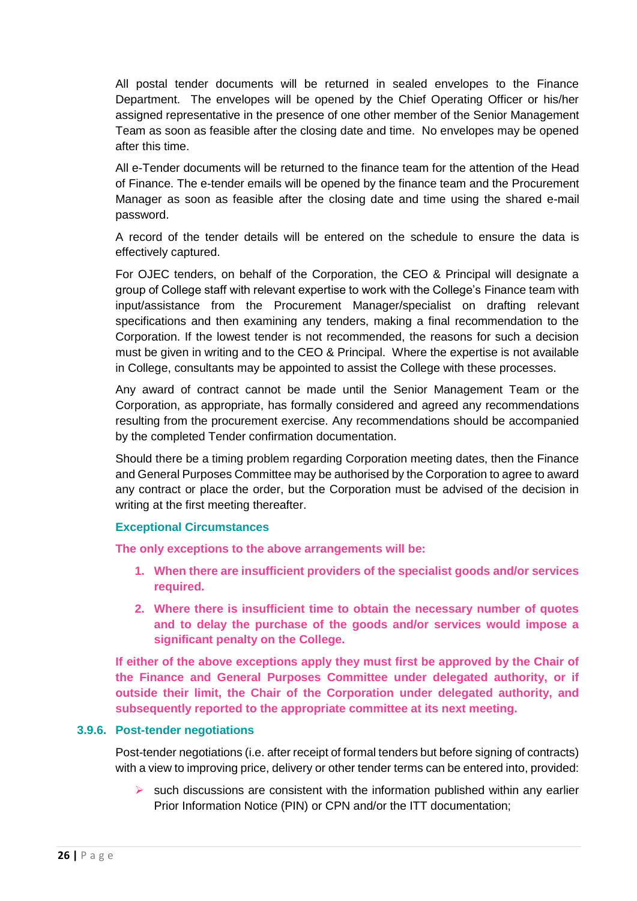All postal tender documents will be returned in sealed envelopes to the Finance Department. The envelopes will be opened by the Chief Operating Officer or his/her assigned representative in the presence of one other member of the Senior Management Team as soon as feasible after the closing date and time. No envelopes may be opened after this time.

All e-Tender documents will be returned to the finance team for the attention of the Head of Finance. The e-tender emails will be opened by the finance team and the Procurement Manager as soon as feasible after the closing date and time using the shared e-mail password.

A record of the tender details will be entered on the schedule to ensure the data is effectively captured.

For OJEC tenders, on behalf of the Corporation, the CEO & Principal will designate a group of College staff with relevant expertise to work with the College's Finance team with input/assistance from the Procurement Manager/specialist on drafting relevant specifications and then examining any tenders, making a final recommendation to the Corporation. If the lowest tender is not recommended, the reasons for such a decision must be given in writing and to the CEO & Principal. Where the expertise is not available in College, consultants may be appointed to assist the College with these processes.

Any award of contract cannot be made until the Senior Management Team or the Corporation, as appropriate, has formally considered and agreed any recommendations resulting from the procurement exercise. Any recommendations should be accompanied by the completed Tender confirmation documentation.

Should there be a timing problem regarding Corporation meeting dates, then the Finance and General Purposes Committee may be authorised by the Corporation to agree to award any contract or place the order, but the Corporation must be advised of the decision in writing at the first meeting thereafter.

#### Exceptional Circumstances

**The only exceptions to the above arrangements will be:**

1. **When there are insufficient providers of the specialist goods and/or services required.**
2. **Where there is insufficient time to obtain the necessary number of quotes and to delay the purchase of the goods and/or services would impose a significant penalty on the College.**

**If either of the above exceptions apply they must first be approved by the Chair of the Finance and General Purposes Committee under delegated authority, or if outside their limit, the Chair of the Corporation under delegated authority, and subsequently reported to the appropriate committee at its next meeting.**

### 3.9.6. Post-tender negotiations

Post-tender negotiations (i.e. after receipt of formal tenders but before signing of contracts) with a view to improving price, delivery or other tender terms can be entered into, provided:

- such discussions are consistent with the information published within any earlier Prior Information Notice (PIN) or CPN and/or the ITT documentation;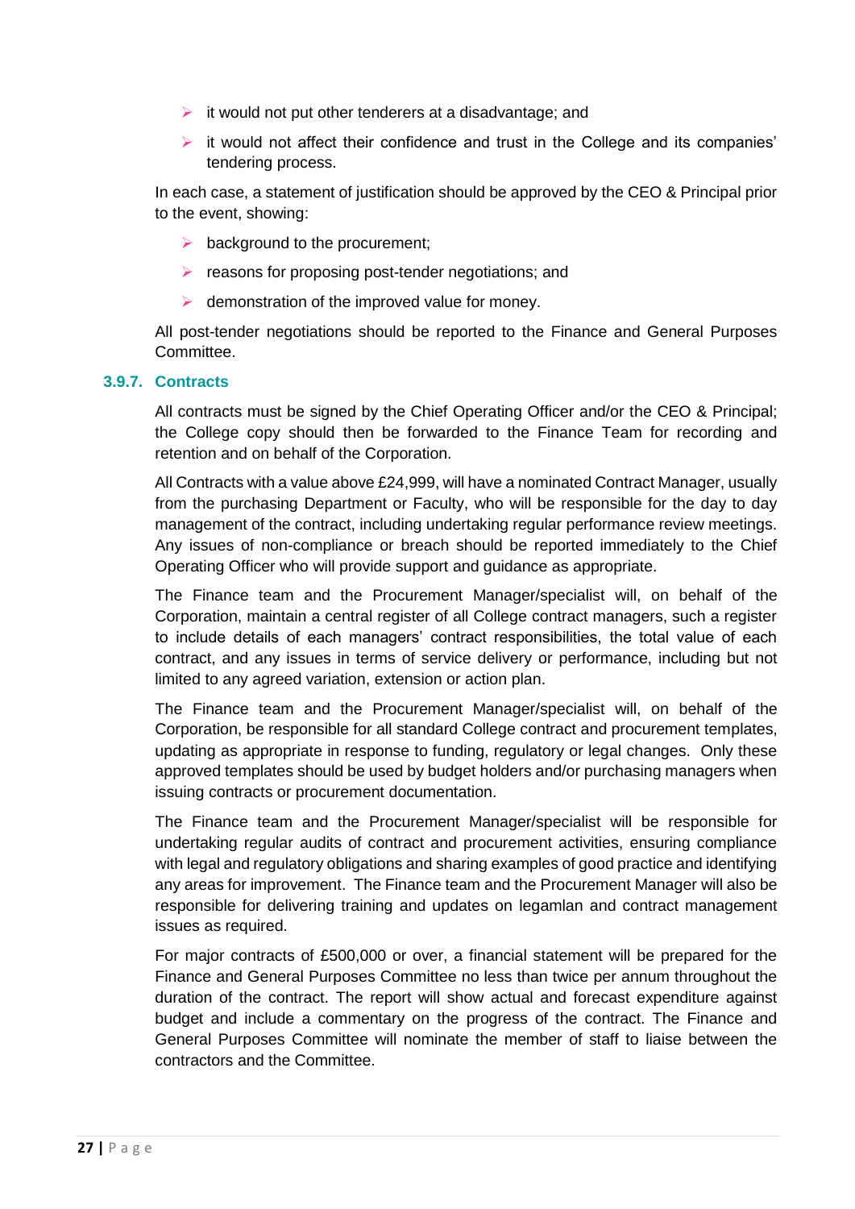- it would not put other tenderers at a disadvantage; and
- it would not affect their confidence and trust in the College and its companies' tendering process.

In each case, a statement of justification should be approved by the CEO & Principal prior to the event, showing:

- background to the procurement;
- reasons for proposing post-tender negotiations; and
- demonstration of the improved value for money.

All post-tender negotiations should be reported to the Finance and General Purposes Committee.

### 3.9.7. Contracts

All contracts must be signed by the Chief Operating Officer and/or the CEO & Principal; the College copy should then be forwarded to the Finance Team for recording and retention and on behalf of the Corporation.

All Contracts with a value above £24,999, will have a nominated Contract Manager, usually from the purchasing Department or Faculty, who will be responsible for the day to day management of the contract, including undertaking regular performance review meetings. Any issues of non-compliance or breach should be reported immediately to the Chief Operating Officer who will provide support and guidance as appropriate.

The Finance team and the Procurement Manager/specialist will, on behalf of the Corporation, maintain a central register of all College contract managers, such a register to include details of each managers' contract responsibilities, the total value of each contract, and any issues in terms of service delivery or performance, including but not limited to any agreed variation, extension or action plan.

The Finance team and the Procurement Manager/specialist will, on behalf of the Corporation, be responsible for all standard College contract and procurement templates, updating as appropriate in response to funding, regulatory or legal changes. Only these approved templates should be used by budget holders and/or purchasing managers when issuing contracts or procurement documentation.

The Finance team and the Procurement Manager/specialist will be responsible for undertaking regular audits of contract and procurement activities, ensuring compliance with legal and regulatory obligations and sharing examples of good practice and identifying any areas for improvement. The Finance team and the Procurement Manager will also be responsible for delivering training and updates on legamlan and contract management issues as required.

For major contracts of £500,000 or over, a financial statement will be prepared for the Finance and General Purposes Committee no less than twice per annum throughout the duration of the contract. The report will show actual and forecast expenditure against budget and include a commentary on the progress of the contract. The Finance and General Purposes Committee will nominate the member of staff to liaise between the contractors and the Committee.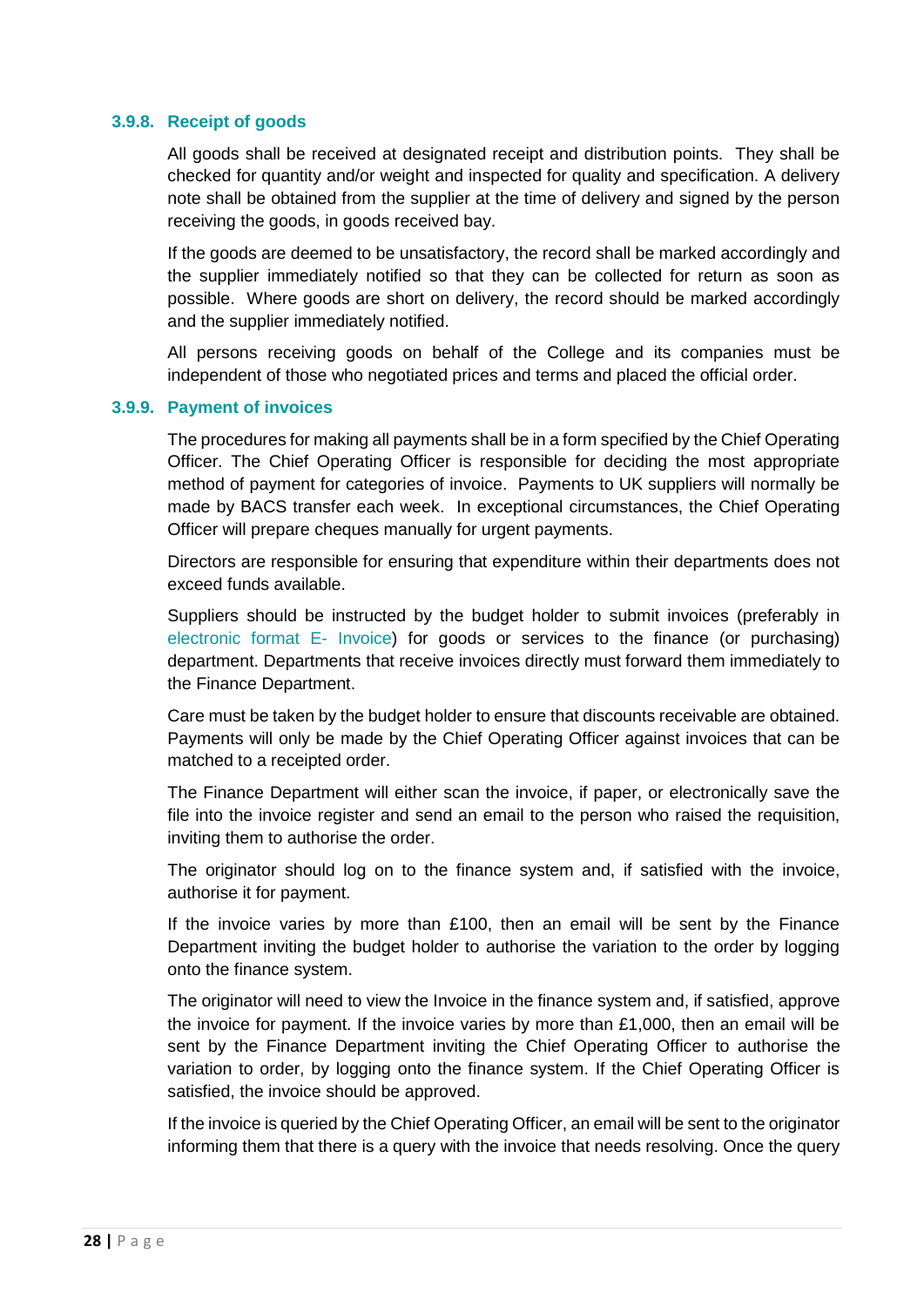### 3.9.8. Receipt of goods

All goods shall be received at designated receipt and distribution points. They shall be checked for quantity and/or weight and inspected for quality and specification. A delivery note shall be obtained from the supplier at the time of delivery and signed by the person receiving the goods, in goods received bay.

If the goods are deemed to be unsatisfactory, the record shall be marked accordingly and the supplier immediately notified so that they can be collected for return as soon as possible. Where goods are short on delivery, the record should be marked accordingly and the supplier immediately notified.

All persons receiving goods on behalf of the College and its companies must be independent of those who negotiated prices and terms and placed the official order.

### 3.9.9. Payment of invoices

The procedures for making all payments shall be in a form specified by the Chief Operating Officer. The Chief Operating Officer is responsible for deciding the most appropriate method of payment for categories of invoice. Payments to UK suppliers will normally be made by BACS transfer each week. In exceptional circumstances, the Chief Operating Officer will prepare cheques manually for urgent payments.

Directors are responsible for ensuring that expenditure within their departments does not exceed funds available.

Suppliers should be instructed by the budget holder to submit invoices (preferably in electronic format E- Invoice) for goods or services to the finance (or purchasing) department. Departments that receive invoices directly must forward them immediately to the Finance Department.

Care must be taken by the budget holder to ensure that discounts receivable are obtained. Payments will only be made by the Chief Operating Officer against invoices that can be matched to a receipted order.

The Finance Department will either scan the invoice, if paper, or electronically save the file into the invoice register and send an email to the person who raised the requisition, inviting them to authorise the order.

The originator should log on to the finance system and, if satisfied with the invoice, authorise it for payment.

If the invoice varies by more than £100, then an email will be sent by the Finance Department inviting the budget holder to authorise the variation to the order by logging onto the finance system.

The originator will need to view the Invoice in the finance system and, if satisfied, approve the invoice for payment. If the invoice varies by more than £1,000, then an email will be sent by the Finance Department inviting the Chief Operating Officer to authorise the variation to order, by logging onto the finance system. If the Chief Operating Officer is satisfied, the invoice should be approved.

If the invoice is queried by the Chief Operating Officer, an email will be sent to the originator informing them that there is a query with the invoice that needs resolving. Once the query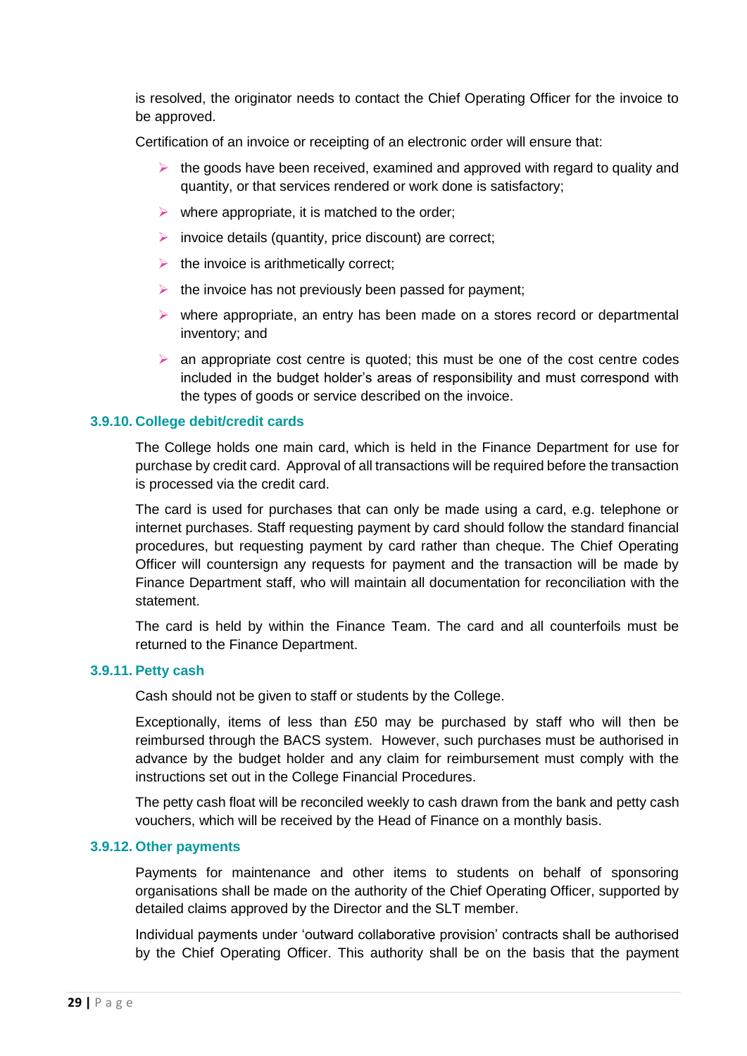is resolved, the originator needs to contact the Chief Operating Officer for the invoice to be approved.

Certification of an invoice or receipting of an electronic order will ensure that:

- the goods have been received, examined and approved with regard to quality and quantity, or that services rendered or work done is satisfactory;
- where appropriate, it is matched to the order;
- invoice details (quantity, price discount) are correct;
- the invoice is arithmetically correct;
- the invoice has not previously been passed for payment;
- where appropriate, an entry has been made on a stores record or departmental inventory; and
- an appropriate cost centre is quoted; this must be one of the cost centre codes included in the budget holder's areas of responsibility and must correspond with the types of goods or service described on the invoice.

### 3.9.10. College debit/credit cards

The College holds one main card, which is held in the Finance Department for use for purchase by credit card. Approval of all transactions will be required before the transaction is processed via the credit card.

The card is used for purchases that can only be made using a card, e.g. telephone or internet purchases. Staff requesting payment by card should follow the standard financial procedures, but requesting payment by card rather than cheque. The Chief Operating Officer will countersign any requests for payment and the transaction will be made by Finance Department staff, who will maintain all documentation for reconciliation with the statement.

The card is held by within the Finance Team. The card and all counterfoils must be returned to the Finance Department.

### 3.9.11. Petty cash

Cash should not be given to staff or students by the College.

Exceptionally, items of less than £50 may be purchased by staff who will then be reimbursed through the BACS system. However, such purchases must be authorised in advance by the budget holder and any claim for reimbursement must comply with the instructions set out in the College Financial Procedures.

The petty cash float will be reconciled weekly to cash drawn from the bank and petty cash vouchers, which will be received by the Head of Finance on a monthly basis.

### 3.9.12. Other payments

Payments for maintenance and other items to students on behalf of sponsoring organisations shall be made on the authority of the Chief Operating Officer, supported by detailed claims approved by the Director and the SLT member.

Individual payments under 'outward collaborative provision' contracts shall be authorised by the Chief Operating Officer. This authority shall be on the basis that the payment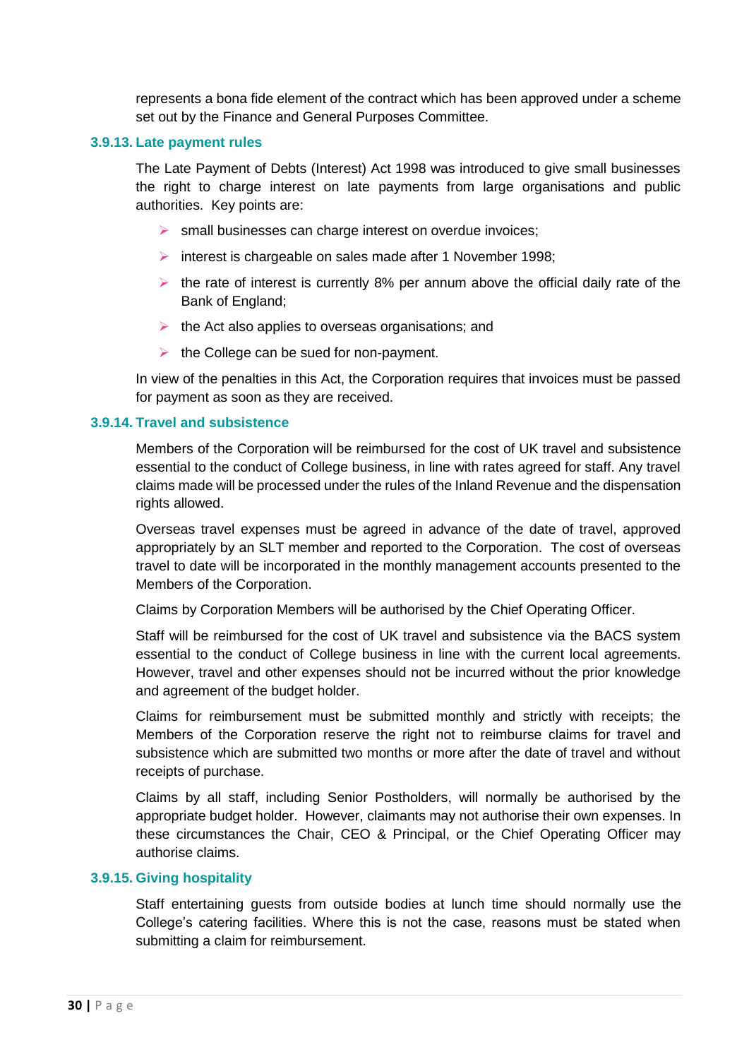represents a bona fide element of the contract which has been approved under a scheme set out by the Finance and General Purposes Committee.

### 3.9.13. Late payment rules

The Late Payment of Debts (Interest) Act 1998 was introduced to give small businesses the right to charge interest on late payments from large organisations and public authorities. Key points are:

- small businesses can charge interest on overdue invoices;
- interest is chargeable on sales made after 1 November 1998;
- the rate of interest is currently 8% per annum above the official daily rate of the Bank of England;
- the Act also applies to overseas organisations; and
- the College can be sued for non-payment.

In view of the penalties in this Act, the Corporation requires that invoices must be passed for payment as soon as they are received.

### 3.9.14. Travel and subsistence

Members of the Corporation will be reimbursed for the cost of UK travel and subsistence essential to the conduct of College business, in line with rates agreed for staff. Any travel claims made will be processed under the rules of the Inland Revenue and the dispensation rights allowed.

Overseas travel expenses must be agreed in advance of the date of travel, approved appropriately by an SLT member and reported to the Corporation. The cost of overseas travel to date will be incorporated in the monthly management accounts presented to the Members of the Corporation.

Claims by Corporation Members will be authorised by the Chief Operating Officer.

Staff will be reimbursed for the cost of UK travel and subsistence via the BACS system essential to the conduct of College business in line with the current local agreements. However, travel and other expenses should not be incurred without the prior knowledge and agreement of the budget holder.

Claims for reimbursement must be submitted monthly and strictly with receipts; the Members of the Corporation reserve the right not to reimburse claims for travel and subsistence which are submitted two months or more after the date of travel and without receipts of purchase.

Claims by all staff, including Senior Postholders, will normally be authorised by the appropriate budget holder. However, claimants may not authorise their own expenses. In these circumstances the Chair, CEO & Principal, or the Chief Operating Officer may authorise claims.

### 3.9.15. Giving hospitality

Staff entertaining guests from outside bodies at lunch time should normally use the College's catering facilities. Where this is not the case, reasons must be stated when submitting a claim for reimbursement.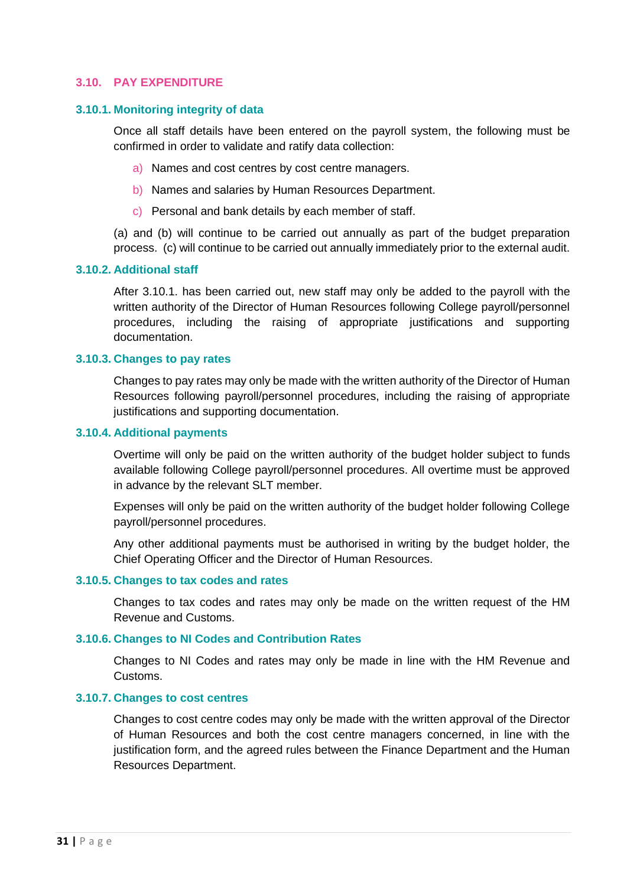## 3.10. PAY EXPENDITURE

### 3.10.1. Monitoring integrity of data

Once all staff details have been entered on the payroll system, the following must be confirmed in order to validate and ratify data collection:

a) Names and cost centres by cost centre managers.

b) Names and salaries by Human Resources Department.

c) Personal and bank details by each member of staff.

(a) and (b) will continue to be carried out annually as part of the budget preparation process. (c) will continue to be carried out annually immediately prior to the external audit.

### 3.10.2. Additional staff

After 3.10.1. has been carried out, new staff may only be added to the payroll with the written authority of the Director of Human Resources following College payroll/personnel procedures, including the raising of appropriate justifications and supporting documentation.

### 3.10.3. Changes to pay rates

Changes to pay rates may only be made with the written authority of the Director of Human Resources following payroll/personnel procedures, including the raising of appropriate justifications and supporting documentation.

### 3.10.4. Additional payments

Overtime will only be paid on the written authority of the budget holder subject to funds available following College payroll/personnel procedures. All overtime must be approved in advance by the relevant SLT member.

Expenses will only be paid on the written authority of the budget holder following College payroll/personnel procedures.

Any other additional payments must be authorised in writing by the budget holder, the Chief Operating Officer and the Director of Human Resources.

### 3.10.5. Changes to tax codes and rates

Changes to tax codes and rates may only be made on the written request of the HM Revenue and Customs.

### 3.10.6. Changes to NI Codes and Contribution Rates

Changes to NI Codes and rates may only be made in line with the HM Revenue and Customs.

### 3.10.7. Changes to cost centres

Changes to cost centre codes may only be made with the written approval of the Director of Human Resources and both the cost centre managers concerned, in line with the justification form, and the agreed rules between the Finance Department and the Human Resources Department.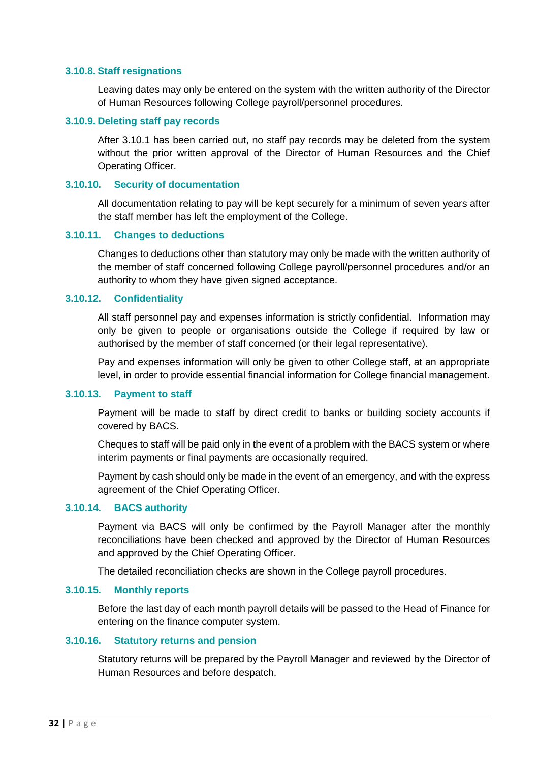#### 3.10.8. Staff resignations

Leaving dates may only be entered on the system with the written authority of the Director of Human Resources following College payroll/personnel procedures.

#### 3.10.9. Deleting staff pay records

After 3.10.1 has been carried out, no staff pay records may be deleted from the system without the prior written approval of the Director of Human Resources and the Chief Operating Officer.

#### 3.10.10. Security of documentation

All documentation relating to pay will be kept securely for a minimum of seven years after the staff member has left the employment of the College.

#### 3.10.11. Changes to deductions

Changes to deductions other than statutory may only be made with the written authority of the member of staff concerned following College payroll/personnel procedures and/or an authority to whom they have given signed acceptance.

#### 3.10.12. Confidentiality

All staff personnel pay and expenses information is strictly confidential. Information may only be given to people or organisations outside the College if required by law or authorised by the member of staff concerned (or their legal representative).

Pay and expenses information will only be given to other College staff, at an appropriate level, in order to provide essential financial information for College financial management.

#### 3.10.13. Payment to staff

Payment will be made to staff by direct credit to banks or building society accounts if covered by BACS.

Cheques to staff will be paid only in the event of a problem with the BACS system or where interim payments or final payments are occasionally required.

Payment by cash should only be made in the event of an emergency, and with the express agreement of the Chief Operating Officer.

#### 3.10.14. BACS authority

Payment via BACS will only be confirmed by the Payroll Manager after the monthly reconciliations have been checked and approved by the Director of Human Resources and approved by the Chief Operating Officer.

The detailed reconciliation checks are shown in the College payroll procedures.

#### 3.10.15. Monthly reports

Before the last day of each month payroll details will be passed to the Head of Finance for entering on the finance computer system.

#### 3.10.16. Statutory returns and pension

Statutory returns will be prepared by the Payroll Manager and reviewed by the Director of Human Resources and before despatch.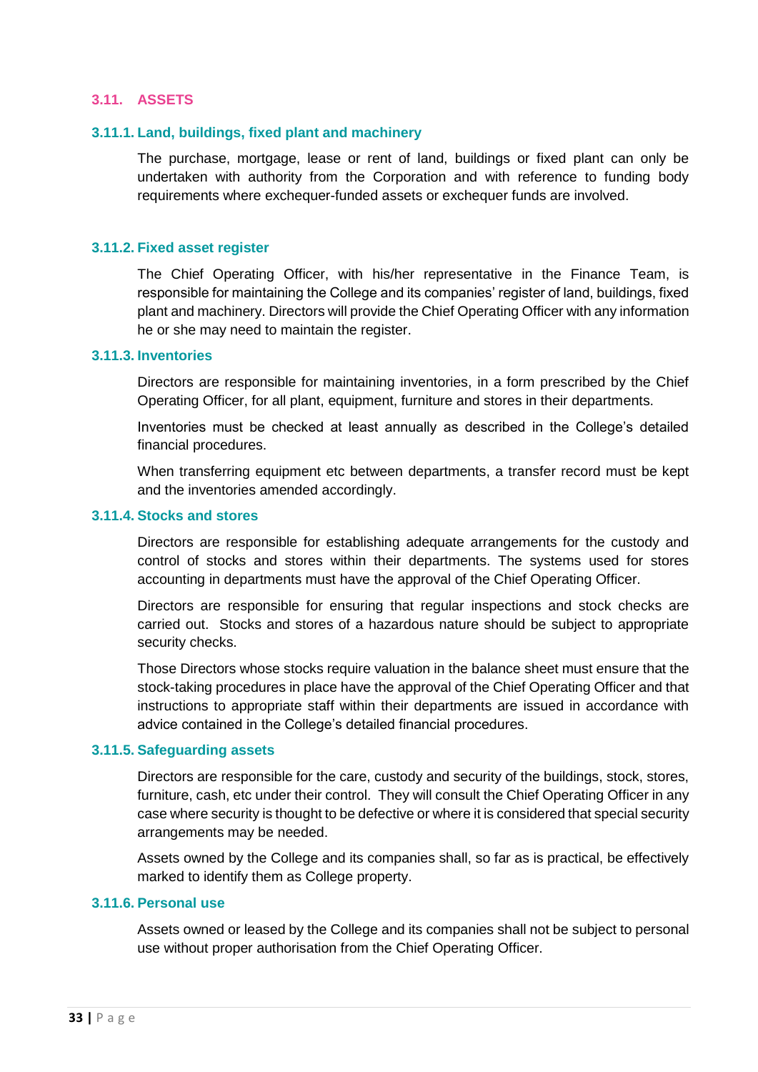## 3.11. ASSETS

### 3.11.1. Land, buildings, fixed plant and machinery

The purchase, mortgage, lease or rent of land, buildings or fixed plant can only be undertaken with authority from the Corporation and with reference to funding body requirements where exchequer-funded assets or exchequer funds are involved.

### 3.11.2. Fixed asset register

The Chief Operating Officer, with his/her representative in the Finance Team, is responsible for maintaining the College and its companies' register of land, buildings, fixed plant and machinery. Directors will provide the Chief Operating Officer with any information he or she may need to maintain the register.

### 3.11.3. Inventories

Directors are responsible for maintaining inventories, in a form prescribed by the Chief Operating Officer, for all plant, equipment, furniture and stores in their departments.

Inventories must be checked at least annually as described in the College's detailed financial procedures.

When transferring equipment etc between departments, a transfer record must be kept and the inventories amended accordingly.

### 3.11.4. Stocks and stores

Directors are responsible for establishing adequate arrangements for the custody and control of stocks and stores within their departments. The systems used for stores accounting in departments must have the approval of the Chief Operating Officer.

Directors are responsible for ensuring that regular inspections and stock checks are carried out. Stocks and stores of a hazardous nature should be subject to appropriate security checks.

Those Directors whose stocks require valuation in the balance sheet must ensure that the stock-taking procedures in place have the approval of the Chief Operating Officer and that instructions to appropriate staff within their departments are issued in accordance with advice contained in the College's detailed financial procedures.

### 3.11.5. Safeguarding assets

Directors are responsible for the care, custody and security of the buildings, stock, stores, furniture, cash, etc under their control. They will consult the Chief Operating Officer in any case where security is thought to be defective or where it is considered that special security arrangements may be needed.

Assets owned by the College and its companies shall, so far as is practical, be effectively marked to identify them as College property.

### 3.11.6. Personal use

Assets owned or leased by the College and its companies shall not be subject to personal use without proper authorisation from the Chief Operating Officer.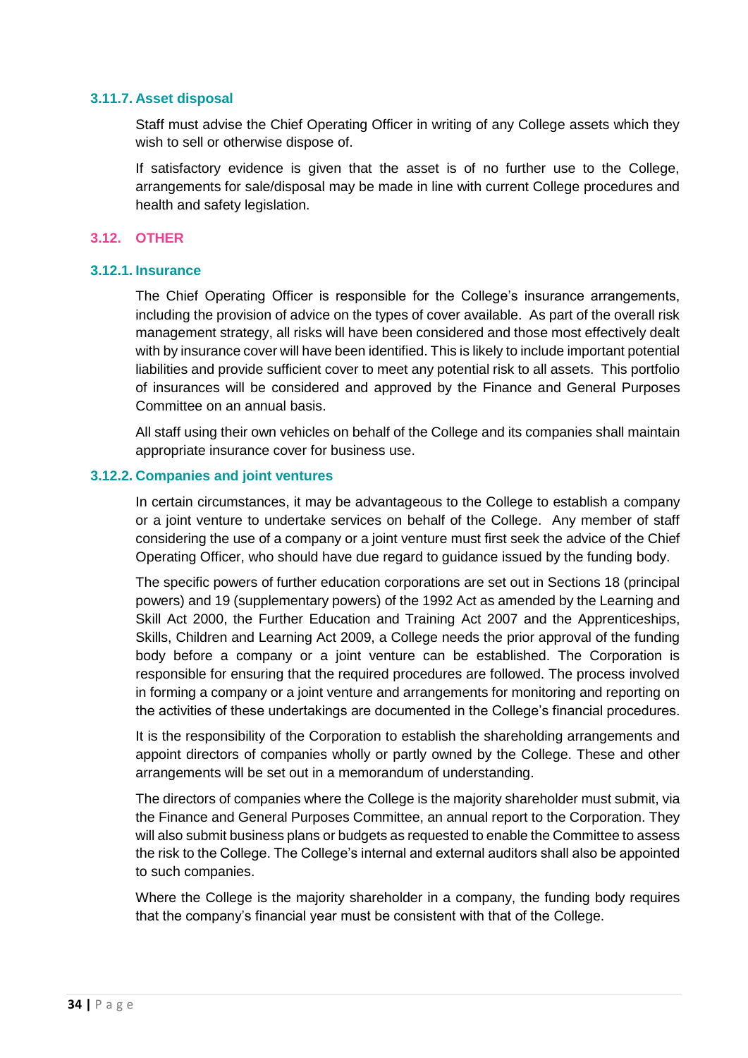### 3.11.7. Asset disposal

Staff must advise the Chief Operating Officer in writing of any College assets which they wish to sell or otherwise dispose of.

If satisfactory evidence is given that the asset is of no further use to the College, arrangements for sale/disposal may be made in line with current College procedures and health and safety legislation.

## 3.12. OTHER

### 3.12.1. Insurance

The Chief Operating Officer is responsible for the College's insurance arrangements, including the provision of advice on the types of cover available. As part of the overall risk management strategy, all risks will have been considered and those most effectively dealt with by insurance cover will have been identified. This is likely to include important potential liabilities and provide sufficient cover to meet any potential risk to all assets. This portfolio of insurances will be considered and approved by the Finance and General Purposes Committee on an annual basis.

All staff using their own vehicles on behalf of the College and its companies shall maintain appropriate insurance cover for business use.

### 3.12.2. Companies and joint ventures

In certain circumstances, it may be advantageous to the College to establish a company or a joint venture to undertake services on behalf of the College. Any member of staff considering the use of a company or a joint venture must first seek the advice of the Chief Operating Officer, who should have due regard to guidance issued by the funding body.

The specific powers of further education corporations are set out in Sections 18 (principal powers) and 19 (supplementary powers) of the 1992 Act as amended by the Learning and Skill Act 2000, the Further Education and Training Act 2007 and the Apprenticeships, Skills, Children and Learning Act 2009, a College needs the prior approval of the funding body before a company or a joint venture can be established. The Corporation is responsible for ensuring that the required procedures are followed. The process involved in forming a company or a joint venture and arrangements for monitoring and reporting on the activities of these undertakings are documented in the College's financial procedures.

It is the responsibility of the Corporation to establish the shareholding arrangements and appoint directors of companies wholly or partly owned by the College. These and other arrangements will be set out in a memorandum of understanding.

The directors of companies where the College is the majority shareholder must submit, via the Finance and General Purposes Committee, an annual report to the Corporation. They will also submit business plans or budgets as requested to enable the Committee to assess the risk to the College. The College's internal and external auditors shall also be appointed to such companies.

Where the College is the majority shareholder in a company, the funding body requires that the company's financial year must be consistent with that of the College.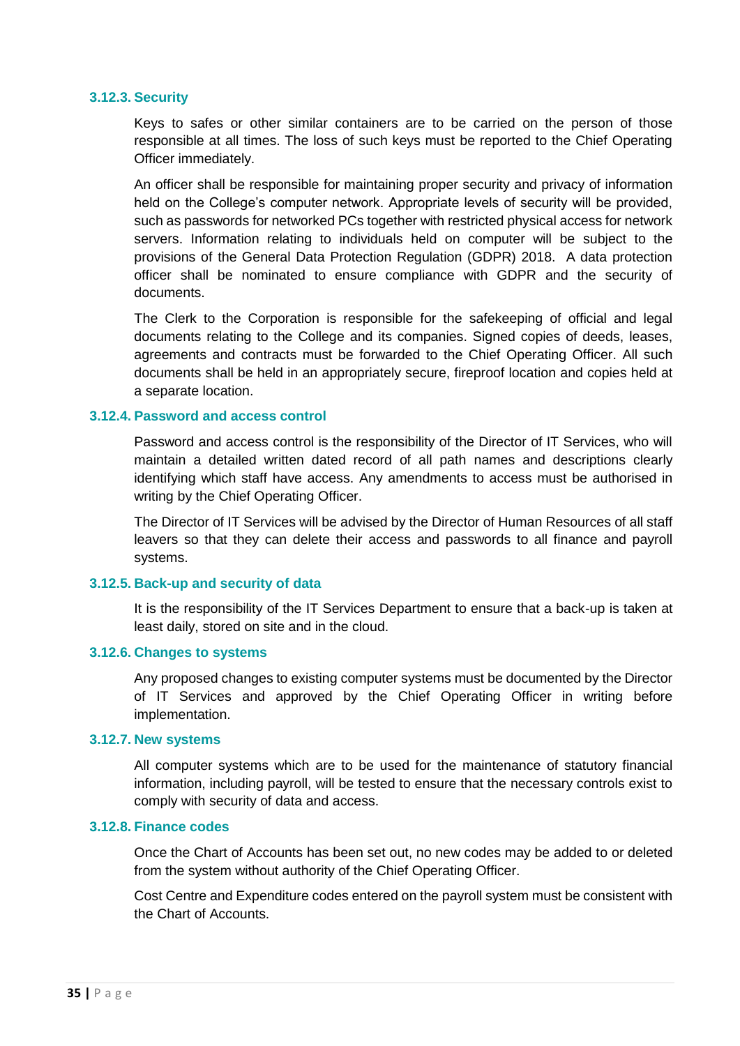### 3.12.3. Security

Keys to safes or other similar containers are to be carried on the person of those responsible at all times. The loss of such keys must be reported to the Chief Operating Officer immediately.

An officer shall be responsible for maintaining proper security and privacy of information held on the College's computer network. Appropriate levels of security will be provided, such as passwords for networked PCs together with restricted physical access for network servers. Information relating to individuals held on computer will be subject to the provisions of the General Data Protection Regulation (GDPR) 2018. A data protection officer shall be nominated to ensure compliance with GDPR and the security of documents.

The Clerk to the Corporation is responsible for the safekeeping of official and legal documents relating to the College and its companies. Signed copies of deeds, leases, agreements and contracts must be forwarded to the Chief Operating Officer. All such documents shall be held in an appropriately secure, fireproof location and copies held at a separate location.

### 3.12.4. Password and access control

Password and access control is the responsibility of the Director of IT Services, who will maintain a detailed written dated record of all path names and descriptions clearly identifying which staff have access. Any amendments to access must be authorised in writing by the Chief Operating Officer.

The Director of IT Services will be advised by the Director of Human Resources of all staff leavers so that they can delete their access and passwords to all finance and payroll systems.

### 3.12.5. Back-up and security of data

It is the responsibility of the IT Services Department to ensure that a back-up is taken at least daily, stored on site and in the cloud.

### 3.12.6. Changes to systems

Any proposed changes to existing computer systems must be documented by the Director of IT Services and approved by the Chief Operating Officer in writing before implementation.

### 3.12.7. New systems

All computer systems which are to be used for the maintenance of statutory financial information, including payroll, will be tested to ensure that the necessary controls exist to comply with security of data and access.

### 3.12.8. Finance codes

Once the Chart of Accounts has been set out, no new codes may be added to or deleted from the system without authority of the Chief Operating Officer.

Cost Centre and Expenditure codes entered on the payroll system must be consistent with the Chart of Accounts.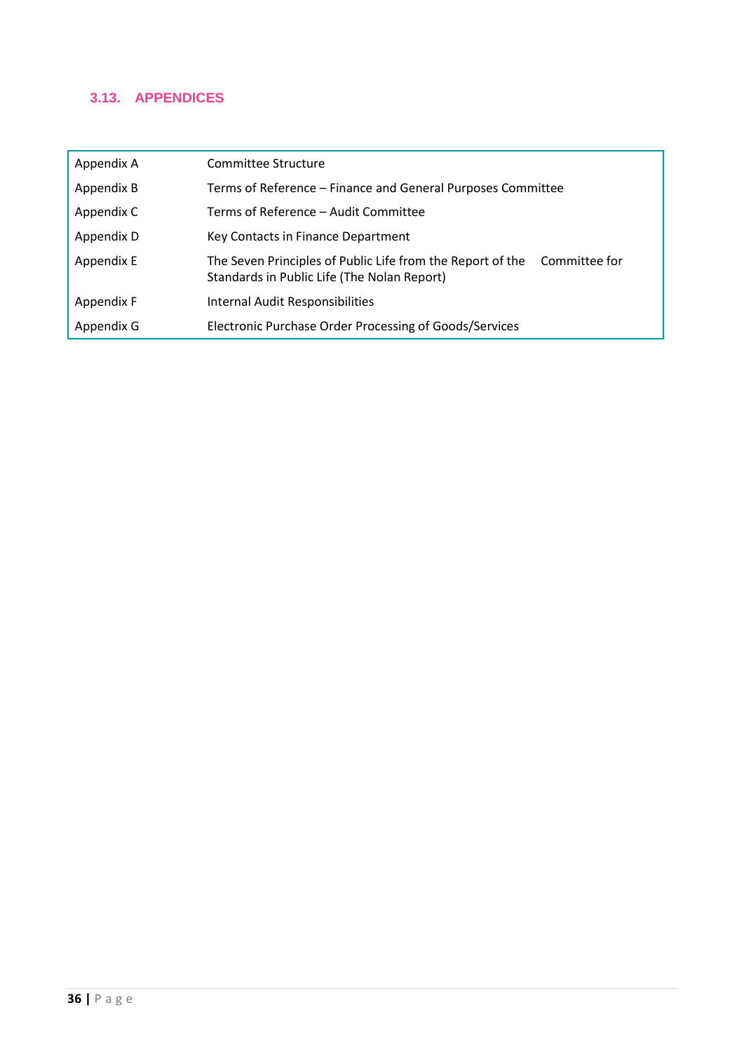## 3.13. APPENDICES

| | |
|---|---|
| Appendix A | Committee Structure |
| Appendix B | Terms of Reference – Finance and General Purposes Committee |
| Appendix C | Terms of Reference – Audit Committee |
| Appendix D | Key Contacts in Finance Department |
| Appendix E | The Seven Principles of Public Life from the Report of the Committee for Standards in Public Life (The Nolan Report) |
| Appendix F | Internal Audit Responsibilities |
| Appendix G | Electronic Purchase Order Processing of Goods/Services |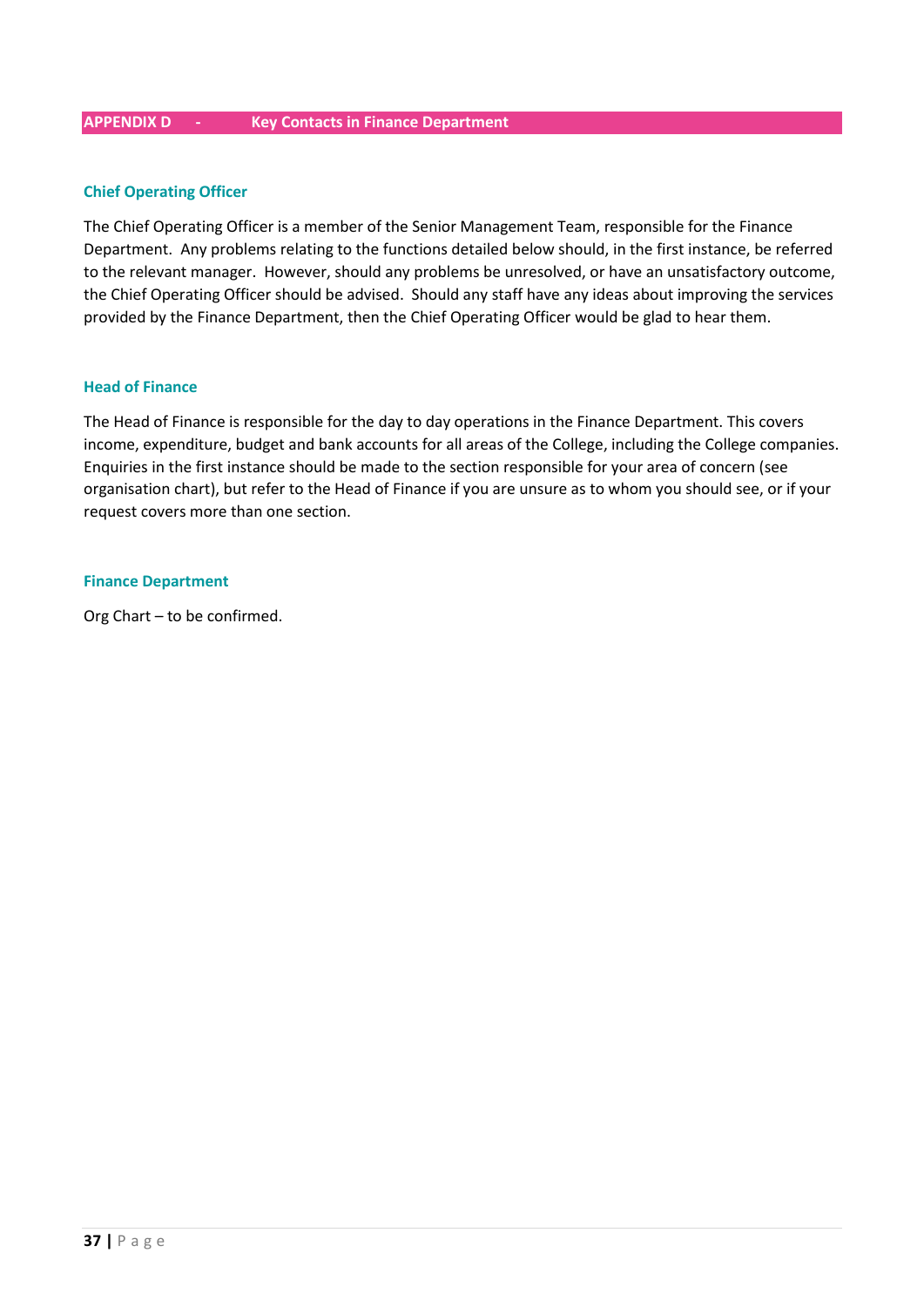## APPENDIX D - Key Contacts in Finance Department

### Chief Operating Officer

The Chief Operating Officer is a member of the Senior Management Team, responsible for the Finance Department. Any problems relating to the functions detailed below should, in the first instance, be referred to the relevant manager. However, should any problems be unresolved, or have an unsatisfactory outcome, the Chief Operating Officer should be advised. Should any staff have any ideas about improving the services provided by the Finance Department, then the Chief Operating Officer would be glad to hear them.

### Head of Finance

The Head of Finance is responsible for the day to day operations in the Finance Department. This covers income, expenditure, budget and bank accounts for all areas of the College, including the College companies. Enquiries in the first instance should be made to the section responsible for your area of concern (see organisation chart), but refer to the Head of Finance if you are unsure as to whom you should see, or if your request covers more than one section.

### Finance Department

Org Chart – to be confirmed.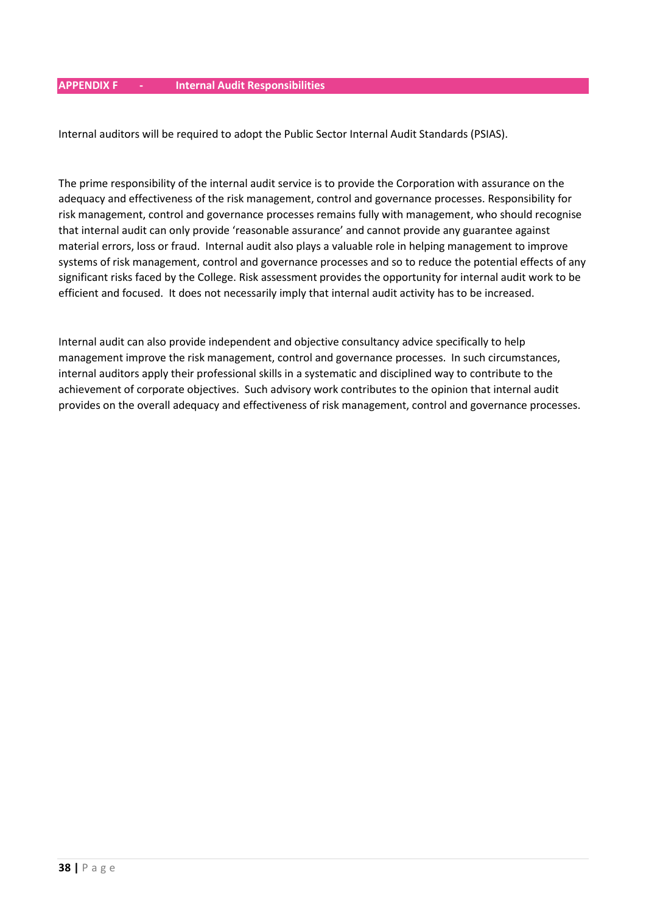## APPENDIX F - Internal Audit Responsibilities

Internal auditors will be required to adopt the Public Sector Internal Audit Standards (PSIAS).

The prime responsibility of the internal audit service is to provide the Corporation with assurance on the adequacy and effectiveness of the risk management, control and governance processes. Responsibility for risk management, control and governance processes remains fully with management, who should recognise that internal audit can only provide 'reasonable assurance' and cannot provide any guarantee against material errors, loss or fraud. Internal audit also plays a valuable role in helping management to improve systems of risk management, control and governance processes and so to reduce the potential effects of any significant risks faced by the College. Risk assessment provides the opportunity for internal audit work to be efficient and focused. It does not necessarily imply that internal audit activity has to be increased.

Internal audit can also provide independent and objective consultancy advice specifically to help management improve the risk management, control and governance processes. In such circumstances, internal auditors apply their professional skills in a systematic and disciplined way to contribute to the achievement of corporate objectives. Such advisory work contributes to the opinion that internal audit provides on the overall adequacy and effectiveness of risk management, control and governance processes.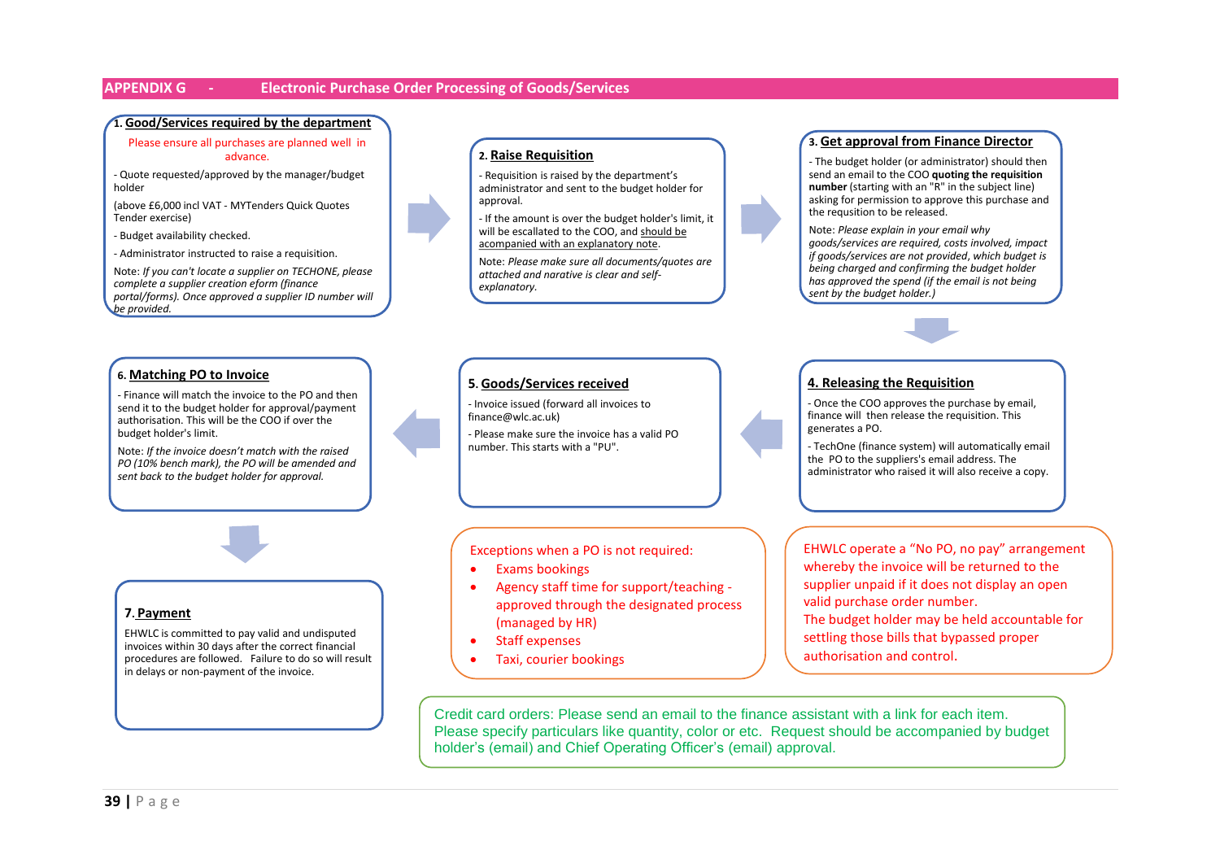## APPENDIX G - Electronic Purchase Order Processing of Goods/Services

### 1. Good/Services required by the department

Please ensure all purchases are planned well in advance.

- Quote requested/approved by the manager/budget holder

(above £6,000 incl VAT - MYTenders Quick Quotes Tender exercise)

- Budget availability checked.

- Administrator instructed to raise a requisition.

Note: *If you can't locate a supplier on TECHONE, please complete a supplier creation eform (finance portal/forms). Once approved a supplier ID number will be provided.*

### 2. Raise Requisition

- Requisition is raised by the department's administrator and sent to the budget holder for approval.

- If the amount is over the budget holder's limit, it will be escallated to the COO, and should be accompanied with an explanatory note.

Note: *Please make sure all documents/quotes are attached and narative is clear and self-explanatory.*

### 3. Get approval from Finance Director

- The budget holder (or administrator) should then send an email to the COO **quoting the requisition number** (starting with an "R" in the subject line) asking for permission to approve this purchase and the requsition to be released.

Note: *Please explain in your email why goods/services are required, costs involved, impact if goods/services are not provided, which budget is being charged and confirming the budget holder has approved the spend (if the email is not being sent by the budget holder.)*

### 4. Releasing the Requisition

- Once the COO approves the purchase by email, finance will then release the requisition. This generates a PO.

- TechOne (finance system) will automatically email the PO to the suppliers's email address. The administrator who raised it will also receive a copy.

### 5. Goods/Services received

- Invoice issued (forward all invoices to finance@wlc.ac.uk)

- Please make sure the invoice has a valid PO number. This starts with a "PU".

### 6. Matching PO to Invoice

- Finance will match the invoice to the PO and then send it to the budget holder for approval/payment authorisation. This will be the COO if over the budget holder's limit.

Note: *If the invoice doesn't match with the raised PO (10% bench mark), the PO will be amended and sent back to the budget holder for approval.*

### 7. Payment

EHWLC is committed to pay valid and undisputed invoices within 30 days after the correct financial procedures are followed. Failure to do so will result in delays or non-payment of the invoice.

---

Exceptions when a PO is not required:

- Exams bookings
- Agency staff time for support/teaching - approved through the designated process (managed by HR)
- Staff expenses
- Taxi, courier bookings

EHWLC operate a "No PO, no pay" arrangement whereby the invoice will be returned to the supplier unpaid if it does not display an open valid purchase order number.
The budget holder may be held accountable for settling those bills that bypassed proper authorisation and control.

Credit card orders: Please send an email to the finance assistant with a link for each item. Please specify particulars like quantity, color or etc. Request should be accompanied by budget holder's (email) and Chief Operating Officer's (email) approval.